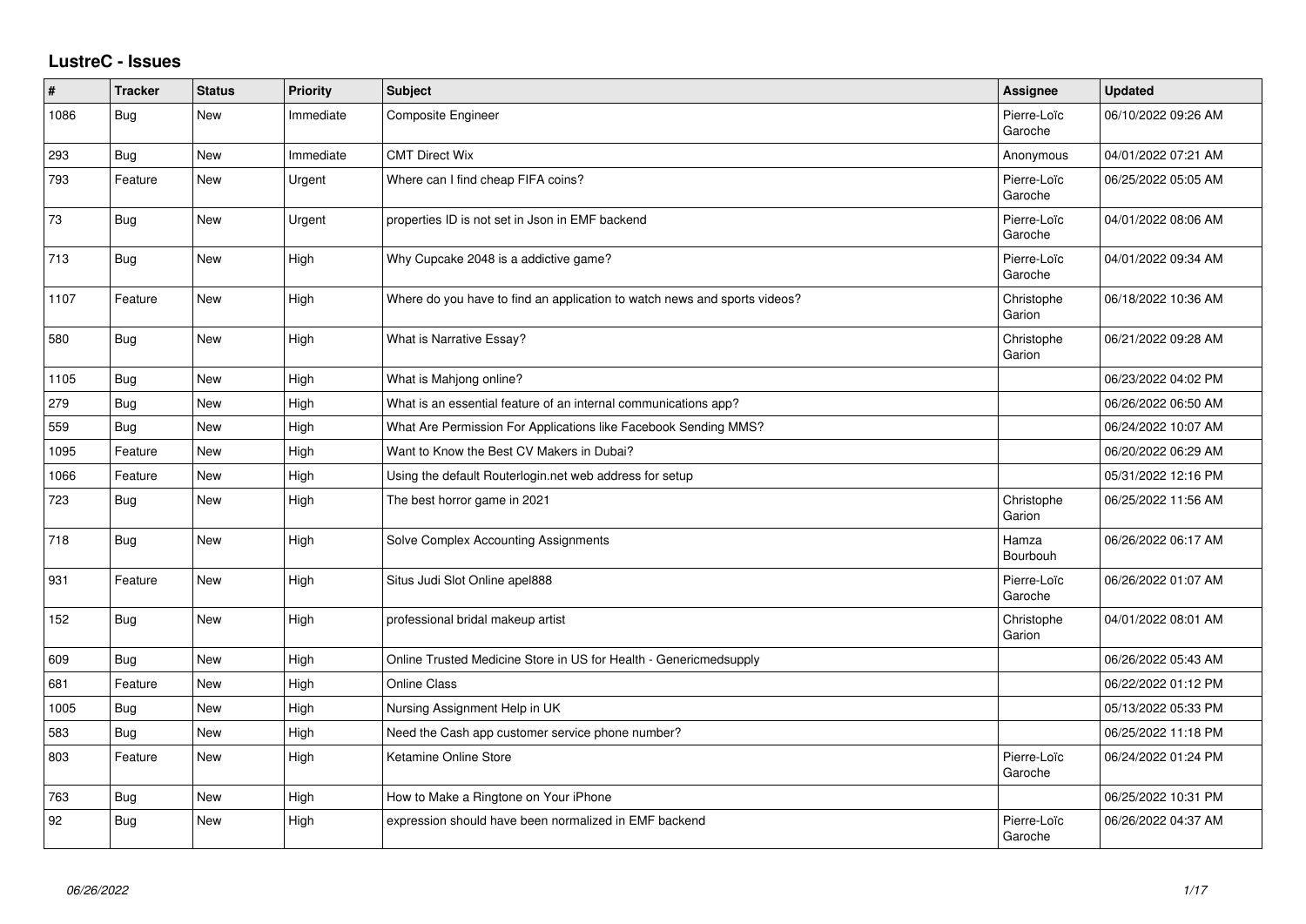# LustreC - Issues

| # | Tracker | Status | Priority | Subject | Assignee | Updated |
|---|---|---|---|---|---|---|
| 1086 | Bug | New | Immediate | Composite Engineer | Pierre-Loïc Garoche | 06/10/2022 09:26 AM |
| 293 | Bug | New | Immediate | CMT Direct Wix | Anonymous | 04/01/2022 07:21 AM |
| 793 | Feature | New | Urgent | Where can I find cheap FIFA coins? | Pierre-Loïc Garoche | 06/25/2022 05:05 AM |
| 73 | Bug | New | Urgent | properties ID is not set in Json in EMF backend | Pierre-Loïc Garoche | 04/01/2022 08:06 AM |
| 713 | Bug | New | High | Why Cupcake 2048 is a addictive game? | Pierre-Loïc Garoche | 04/01/2022 09:34 AM |
| 1107 | Feature | New | High | Where do you have to find an application to watch news and sports videos? | Christophe Garion | 06/18/2022 10:36 AM |
| 580 | Bug | New | High | What is Narrative Essay? | Christophe Garion | 06/21/2022 09:28 AM |
| 1105 | Bug | New | High | What is Mahjong online? | | 06/23/2022 04:02 PM |
| 279 | Bug | New | High | What is an essential feature of an internal communications app? | | 06/26/2022 06:50 AM |
| 559 | Bug | New | High | What Are Permission For Applications like Facebook Sending MMS? | | 06/24/2022 10:07 AM |
| 1095 | Feature | New | High | Want to Know the Best CV Makers in Dubai? | | 06/20/2022 06:29 AM |
| 1066 | Feature | New | High | Using the default Routerlogin.net web address for setup | | 05/31/2022 12:16 PM |
| 723 | Bug | New | High | The best horror game in 2021 | Christophe Garion | 06/25/2022 11:56 AM |
| 718 | Bug | New | High | Solve Complex Accounting Assignments | Hamza Bourbouh | 06/26/2022 06:17 AM |
| 931 | Feature | New | High | Situs Judi Slot Online apel888 | Pierre-Loïc Garoche | 06/26/2022 01:07 AM |
| 152 | Bug | New | High | professional bridal makeup artist | Christophe Garion | 04/01/2022 08:01 AM |
| 609 | Bug | New | High | Online Trusted Medicine Store in US for Health - Genericmedsupply | | 06/26/2022 05:43 AM |
| 681 | Feature | New | High | Online Class | | 06/22/2022 01:12 PM |
| 1005 | Bug | New | High | Nursing Assignment Help in UK | | 05/13/2022 05:33 PM |
| 583 | Bug | New | High | Need the Cash app customer service phone number? | | 06/25/2022 11:18 PM |
| 803 | Feature | New | High | Ketamine Online Store | Pierre-Loïc Garoche | 06/24/2022 01:24 PM |
| 763 | Bug | New | High | How to Make a Ringtone on Your iPhone | | 06/25/2022 10:31 PM |
| 92 | Bug | New | High | expression should have been normalized in EMF backend | Pierre-Loïc Garoche | 06/26/2022 04:37 AM |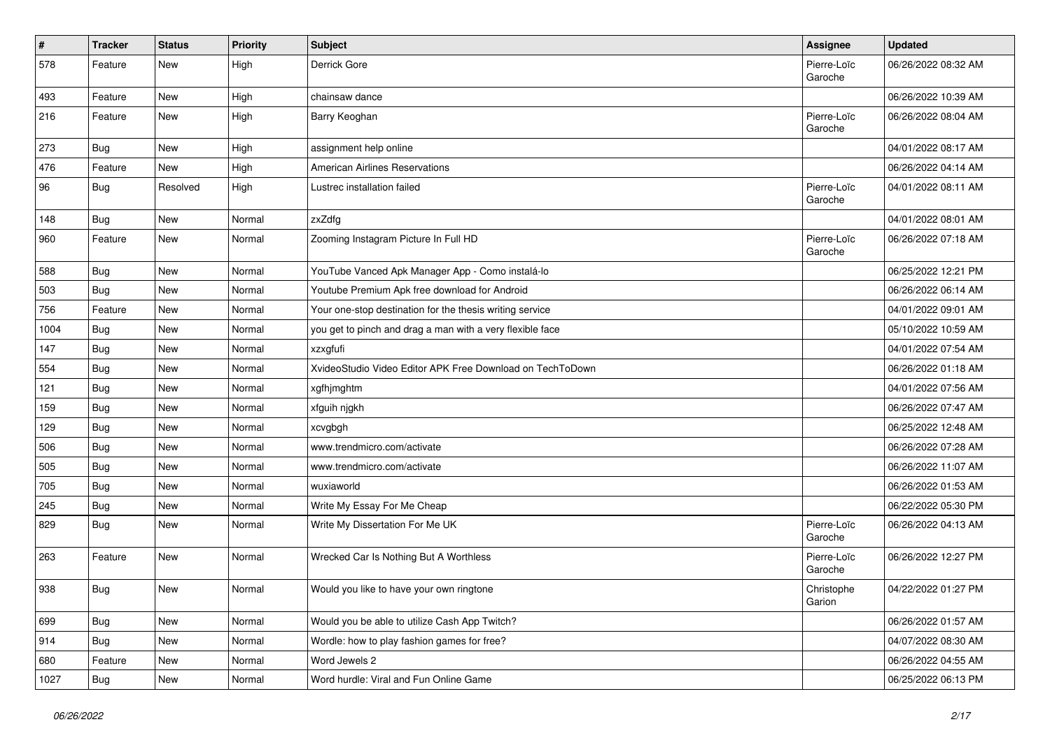| # | Tracker | Status | Priority | Subject | Assignee | Updated |
|---|---|---|---|---|---|---|
| 578 | Feature | New | High | Derrick Gore | Pierre-Loïc Garoche | 06/26/2022 08:32 AM |
| 493 | Feature | New | High | chainsaw dance | | 06/26/2022 10:39 AM |
| 216 | Feature | New | High | Barry Keoghan | Pierre-Loïc Garoche | 06/26/2022 08:04 AM |
| 273 | Bug | New | High | assignment help online | | 04/01/2022 08:17 AM |
| 476 | Feature | New | High | American Airlines Reservations | | 06/26/2022 04:14 AM |
| 96 | Bug | Resolved | High | Lustrec installation failed | Pierre-Loïc Garoche | 04/01/2022 08:11 AM |
| 148 | Bug | New | Normal | zxZdfg | | 04/01/2022 08:01 AM |
| 960 | Feature | New | Normal | Zooming Instagram Picture In Full HD | Pierre-Loïc Garoche | 06/26/2022 07:18 AM |
| 588 | Bug | New | Normal | YouTube Vanced Apk Manager App - Como instalá-lo | | 06/25/2022 12:21 PM |
| 503 | Bug | New | Normal | Youtube Premium Apk free download for Android | | 06/26/2022 06:14 AM |
| 756 | Feature | New | Normal | Your one-stop destination for the thesis writing service | | 04/01/2022 09:01 AM |
| 1004 | Bug | New | Normal | you get to pinch and drag a man with a very flexible face | | 05/10/2022 10:59 AM |
| 147 | Bug | New | Normal | xzxgfufi | | 04/01/2022 07:54 AM |
| 554 | Bug | New | Normal | XvideoStudio Video Editor APK Free Download on TechToDown | | 06/26/2022 01:18 AM |
| 121 | Bug | New | Normal | xgfhjmghtm | | 04/01/2022 07:56 AM |
| 159 | Bug | New | Normal | xfguih njgkh | | 06/26/2022 07:47 AM |
| 129 | Bug | New | Normal | xcvgbgh | | 06/25/2022 12:48 AM |
| 506 | Bug | New | Normal | www.trendmicro.com/activate | | 06/26/2022 07:28 AM |
| 505 | Bug | New | Normal | www.trendmicro.com/activate | | 06/26/2022 11:07 AM |
| 705 | Bug | New | Normal | wuxiaworld | | 06/26/2022 01:53 AM |
| 245 | Bug | New | Normal | Write My Essay For Me Cheap | | 06/22/2022 05:30 PM |
| 829 | Bug | New | Normal | Write My Dissertation For Me UK | Pierre-Loïc Garoche | 06/26/2022 04:13 AM |
| 263 | Feature | New | Normal | Wrecked Car Is Nothing But A Worthless | Pierre-Loïc Garoche | 06/26/2022 12:27 PM |
| 938 | Bug | New | Normal | Would you like to have your own ringtone | Christophe Garion | 04/22/2022 01:27 PM |
| 699 | Bug | New | Normal | Would you be able to utilize Cash App Twitch? | | 06/26/2022 01:57 AM |
| 914 | Bug | New | Normal | Wordle: how to play fashion games for free? | | 04/07/2022 08:30 AM |
| 680 | Feature | New | Normal | Word Jewels 2 | | 06/26/2022 04:55 AM |
| 1027 | Bug | New | Normal | Word hurdle: Viral and Fun Online Game | | 06/25/2022 06:13 PM |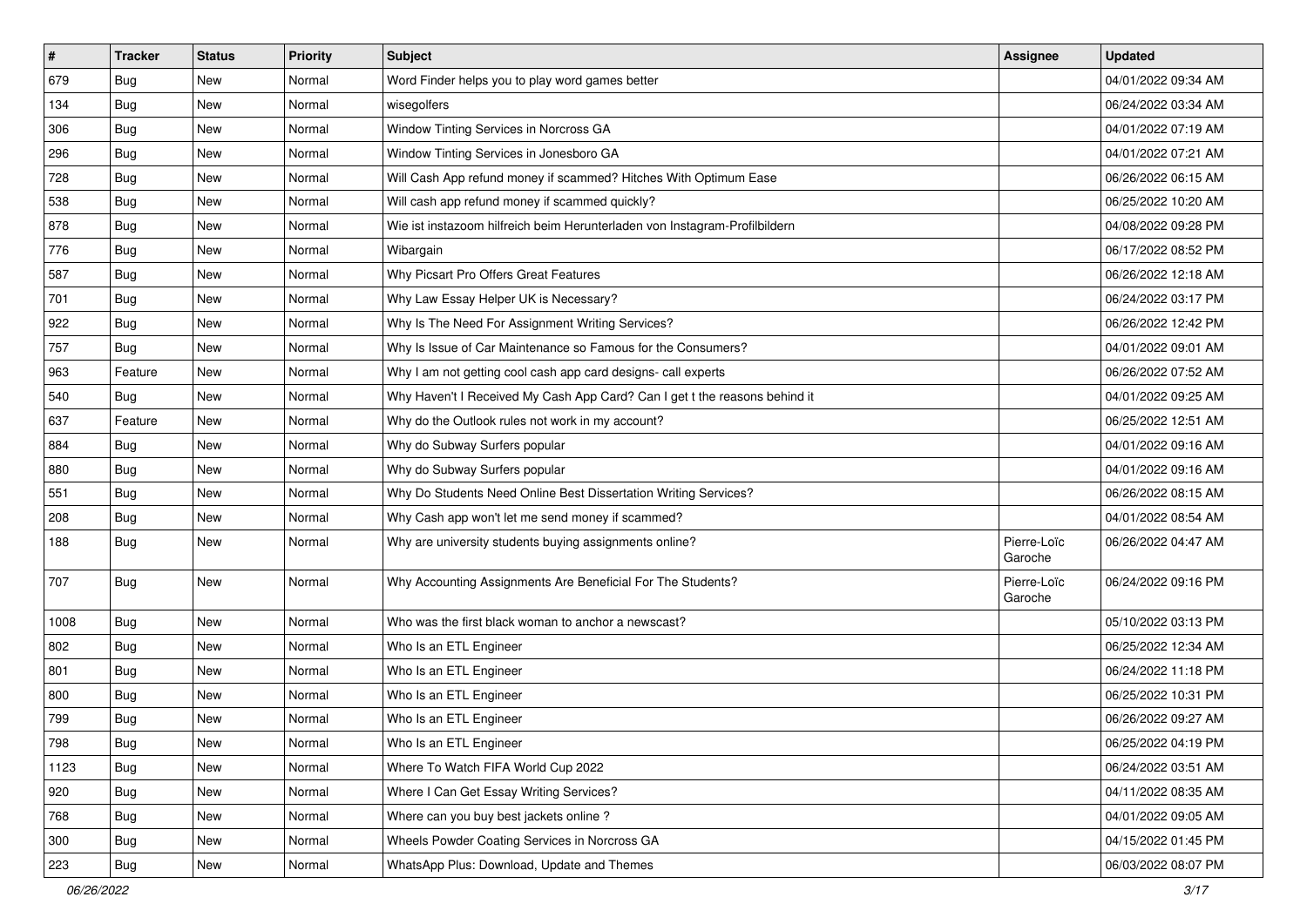| # | Tracker | Status | Priority | Subject | Assignee | Updated |
|---|---|---|---|---|---|---|
| 679 | Bug | New | Normal | Word Finder helps you to play word games better | | 04/01/2022 09:34 AM |
| 134 | Bug | New | Normal | wisegolfers | | 06/24/2022 03:34 AM |
| 306 | Bug | New | Normal | Window Tinting Services in Norcross GA | | 04/01/2022 07:19 AM |
| 296 | Bug | New | Normal | Window Tinting Services in Jonesboro GA | | 04/01/2022 07:21 AM |
| 728 | Bug | New | Normal | Will Cash App refund money if scammed? Hitches With Optimum Ease | | 06/26/2022 06:15 AM |
| 538 | Bug | New | Normal | Will cash app refund money if scammed quickly? | | 06/25/2022 10:20 AM |
| 878 | Bug | New | Normal | Wie ist instazoom hilfreich beim Herunterladen von Instagram-Profilbildern | | 04/08/2022 09:28 PM |
| 776 | Bug | New | Normal | Wibargain | | 06/17/2022 08:52 PM |
| 587 | Bug | New | Normal | Why Picsart Pro Offers Great Features | | 06/26/2022 12:18 AM |
| 701 | Bug | New | Normal | Why Law Essay Helper UK is Necessary? | | 06/24/2022 03:17 PM |
| 922 | Bug | New | Normal | Why Is The Need For Assignment Writing Services? | | 06/26/2022 12:42 PM |
| 757 | Bug | New | Normal | Why Is Issue of Car Maintenance so Famous for the Consumers? | | 04/01/2022 09:01 AM |
| 963 | Feature | New | Normal | Why I am not getting cool cash app card designs- call experts | | 06/26/2022 07:52 AM |
| 540 | Bug | New | Normal | Why Haven't I Received My Cash App Card? Can I get t the reasons behind it | | 04/01/2022 09:25 AM |
| 637 | Feature | New | Normal | Why do the Outlook rules not work in my account? | | 06/25/2022 12:51 AM |
| 884 | Bug | New | Normal | Why do Subway Surfers popular | | 04/01/2022 09:16 AM |
| 880 | Bug | New | Normal | Why do Subway Surfers popular | | 04/01/2022 09:16 AM |
| 551 | Bug | New | Normal | Why Do Students Need Online Best Dissertation Writing Services? | | 06/26/2022 08:15 AM |
| 208 | Bug | New | Normal | Why Cash app won't let me send money if scammed? | | 04/01/2022 08:54 AM |
| 188 | Bug | New | Normal | Why are university students buying assignments online? | Pierre-Loïc Garoche | 06/26/2022 04:47 AM |
| 707 | Bug | New | Normal | Why Accounting Assignments Are Beneficial For The Students? | Pierre-Loïc Garoche | 06/24/2022 09:16 PM |
| 1008 | Bug | New | Normal | Who was the first black woman to anchor a newscast? | | 05/10/2022 03:13 PM |
| 802 | Bug | New | Normal | Who Is an ETL Engineer | | 06/25/2022 12:34 AM |
| 801 | Bug | New | Normal | Who Is an ETL Engineer | | 06/24/2022 11:18 PM |
| 800 | Bug | New | Normal | Who Is an ETL Engineer | | 06/25/2022 10:31 PM |
| 799 | Bug | New | Normal | Who Is an ETL Engineer | | 06/26/2022 09:27 AM |
| 798 | Bug | New | Normal | Who Is an ETL Engineer | | 06/25/2022 04:19 PM |
| 1123 | Bug | New | Normal | Where To Watch FIFA World Cup 2022 | | 06/24/2022 03:51 AM |
| 920 | Bug | New | Normal | Where I Can Get Essay Writing Services? | | 04/11/2022 08:35 AM |
| 768 | Bug | New | Normal | Where can you buy best jackets online ? | | 04/01/2022 09:05 AM |
| 300 | Bug | New | Normal | Wheels Powder Coating Services in Norcross GA | | 04/15/2022 01:45 PM |
| 223 | Bug | New | Normal | WhatsApp Plus: Download, Update and Themes | | 06/03/2022 08:07 PM |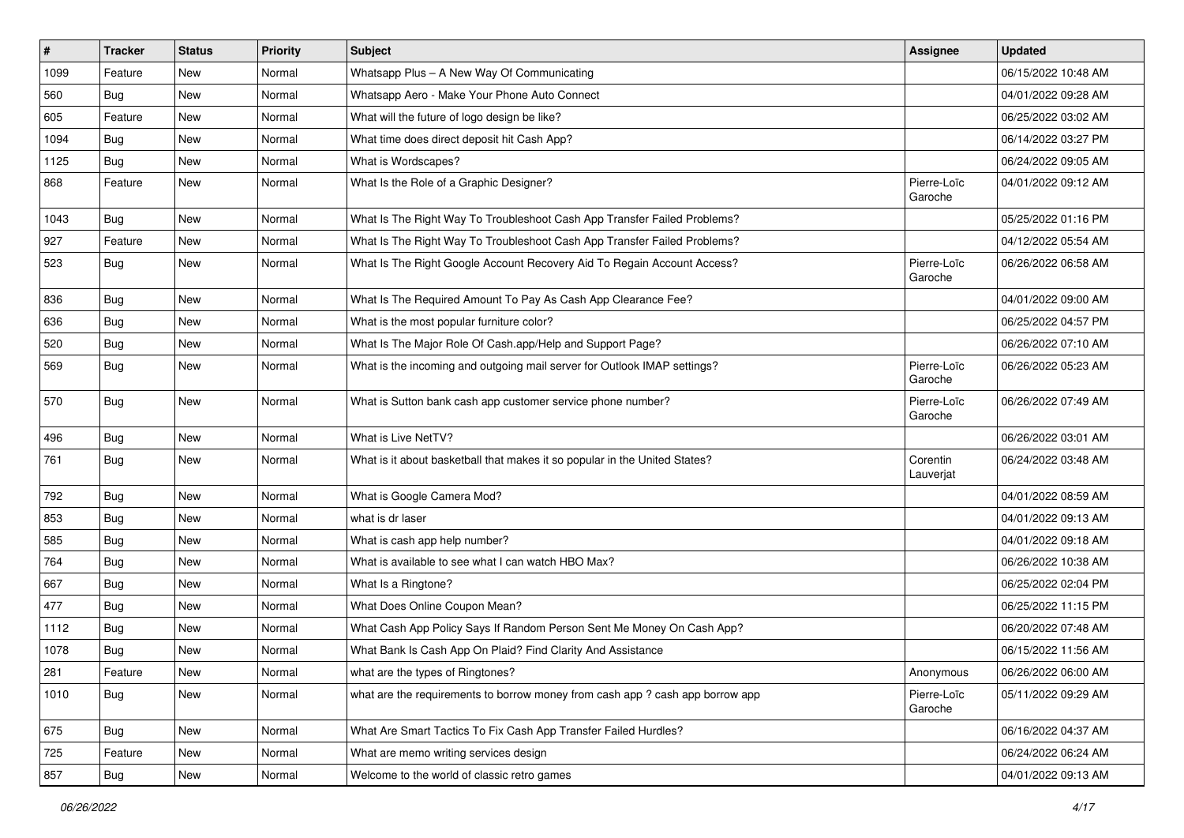| # | Tracker | Status | Priority | Subject | Assignee | Updated |
|---|---|---|---|---|---|---|
| 1099 | Feature | New | Normal | Whatsapp Plus – A New Way Of Communicating | | 06/15/2022 10:48 AM |
| 560 | Bug | New | Normal | Whatsapp Aero - Make Your Phone Auto Connect | | 04/01/2022 09:28 AM |
| 605 | Feature | New | Normal | What will the future of logo design be like? | | 06/25/2022 03:02 AM |
| 1094 | Bug | New | Normal | What time does direct deposit hit Cash App? | | 06/14/2022 03:27 PM |
| 1125 | Bug | New | Normal | What is Wordscapes? | | 06/24/2022 09:05 AM |
| 868 | Feature | New | Normal | What Is the Role of a Graphic Designer? | Pierre-Loïc Garoche | 04/01/2022 09:12 AM |
| 1043 | Bug | New | Normal | What Is The Right Way To Troubleshoot Cash App Transfer Failed Problems? | | 05/25/2022 01:16 PM |
| 927 | Feature | New | Normal | What Is The Right Way To Troubleshoot Cash App Transfer Failed Problems? | | 04/12/2022 05:54 AM |
| 523 | Bug | New | Normal | What Is The Right Google Account Recovery Aid To Regain Account Access? | Pierre-Loïc Garoche | 06/26/2022 06:58 AM |
| 836 | Bug | New | Normal | What Is The Required Amount To Pay As Cash App Clearance Fee? | | 04/01/2022 09:00 AM |
| 636 | Bug | New | Normal | What is the most popular furniture color? | | 06/25/2022 04:57 PM |
| 520 | Bug | New | Normal | What Is The Major Role Of Cash.app/Help and Support Page? | | 06/26/2022 07:10 AM |
| 569 | Bug | New | Normal | What is the incoming and outgoing mail server for Outlook IMAP settings? | Pierre-Loïc Garoche | 06/26/2022 05:23 AM |
| 570 | Bug | New | Normal | What is Sutton bank cash app customer service phone number? | Pierre-Loïc Garoche | 06/26/2022 07:49 AM |
| 496 | Bug | New | Normal | What is Live NetTV? | | 06/26/2022 03:01 AM |
| 761 | Bug | New | Normal | What is it about basketball that makes it so popular in the United States? | Corentin Lauverjat | 06/24/2022 03:48 AM |
| 792 | Bug | New | Normal | What is Google Camera Mod? | | 04/01/2022 08:59 AM |
| 853 | Bug | New | Normal | what is dr laser | | 04/01/2022 09:13 AM |
| 585 | Bug | New | Normal | What is cash app help number? | | 04/01/2022 09:18 AM |
| 764 | Bug | New | Normal | What is available to see what I can watch HBO Max? | | 06/26/2022 10:38 AM |
| 667 | Bug | New | Normal | What Is a Ringtone? | | 06/25/2022 02:04 PM |
| 477 | Bug | New | Normal | What Does Online Coupon Mean? | | 06/25/2022 11:15 PM |
| 1112 | Bug | New | Normal | What Cash App Policy Says If Random Person Sent Me Money On Cash App? | | 06/20/2022 07:48 AM |
| 1078 | Bug | New | Normal | What Bank Is Cash App On Plaid? Find Clarity And Assistance | | 06/15/2022 11:56 AM |
| 281 | Feature | New | Normal | what are the types of Ringtones? | Anonymous | 06/26/2022 06:00 AM |
| 1010 | Bug | New | Normal | what are the requirements to borrow money from cash app ? cash app borrow app | Pierre-Loïc Garoche | 05/11/2022 09:29 AM |
| 675 | Bug | New | Normal | What Are Smart Tactics To Fix Cash App Transfer Failed Hurdles? | | 06/16/2022 04:37 AM |
| 725 | Feature | New | Normal | What are memo writing services design | | 06/24/2022 06:24 AM |
| 857 | Bug | New | Normal | Welcome to the world of classic retro games | | 04/01/2022 09:13 AM |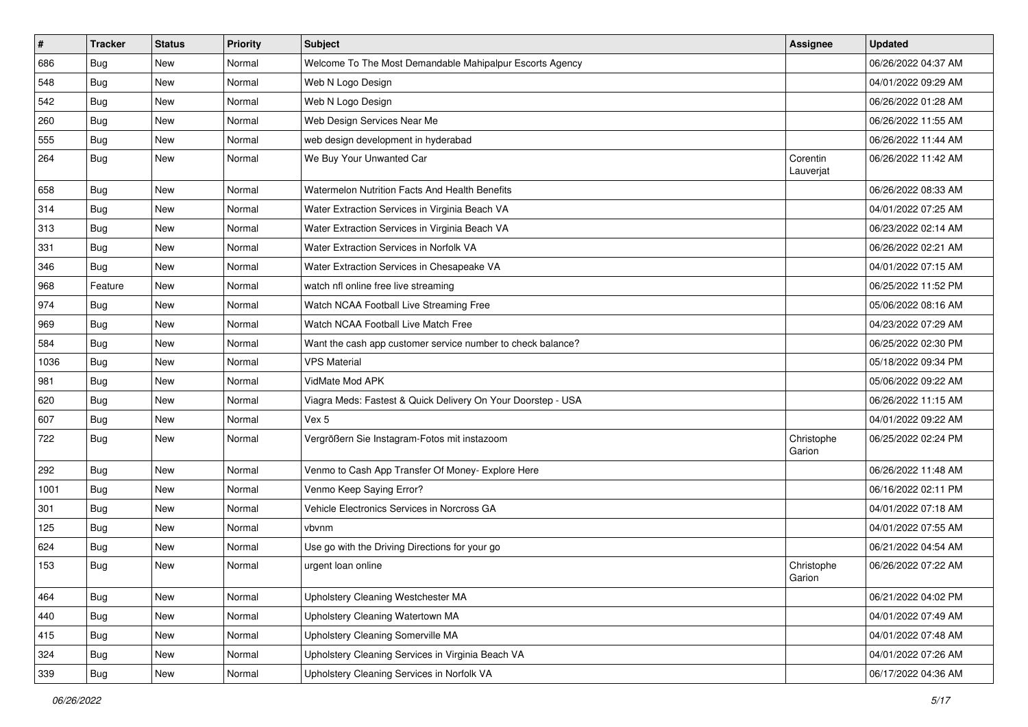| # | Tracker | Status | Priority | Subject | Assignee | Updated |
|---|---|---|---|---|---|---|
| 686 | Bug | New | Normal | Welcome To The Most Demandable Mahipalpur Escorts Agency | | 06/26/2022 04:37 AM |
| 548 | Bug | New | Normal | Web N Logo Design | | 04/01/2022 09:29 AM |
| 542 | Bug | New | Normal | Web N Logo Design | | 06/26/2022 01:28 AM |
| 260 | Bug | New | Normal | Web Design Services Near Me | | 06/26/2022 11:55 AM |
| 555 | Bug | New | Normal | web design development in hyderabad | | 06/26/2022 11:44 AM |
| 264 | Bug | New | Normal | We Buy Your Unwanted Car | Corentin Lauverjat | 06/26/2022 11:42 AM |
| 658 | Bug | New | Normal | Watermelon Nutrition Facts And Health Benefits | | 06/26/2022 08:33 AM |
| 314 | Bug | New | Normal | Water Extraction Services in Virginia Beach VA | | 04/01/2022 07:25 AM |
| 313 | Bug | New | Normal | Water Extraction Services in Virginia Beach VA | | 06/23/2022 02:14 AM |
| 331 | Bug | New | Normal | Water Extraction Services in Norfolk VA | | 06/26/2022 02:21 AM |
| 346 | Bug | New | Normal | Water Extraction Services in Chesapeake VA | | 04/01/2022 07:15 AM |
| 968 | Feature | New | Normal | watch nfl online free live streaming | | 06/25/2022 11:52 PM |
| 974 | Bug | New | Normal | Watch NCAA Football Live Streaming Free | | 05/06/2022 08:16 AM |
| 969 | Bug | New | Normal | Watch NCAA Football Live Match Free | | 04/23/2022 07:29 AM |
| 584 | Bug | New | Normal | Want the cash app customer service number to check balance? | | 06/25/2022 02:30 PM |
| 1036 | Bug | New | Normal | VPS Material | | 05/18/2022 09:34 PM |
| 981 | Bug | New | Normal | VidMate Mod APK | | 05/06/2022 09:22 AM |
| 620 | Bug | New | Normal | Viagra Meds: Fastest & Quick Delivery On Your Doorstep - USA | | 06/26/2022 11:15 AM |
| 607 | Bug | New | Normal | Vex 5 | | 04/01/2022 09:22 AM |
| 722 | Bug | New | Normal | Vergrößern Sie Instagram-Fotos mit instazoom | Christophe Garion | 06/25/2022 02:24 PM |
| 292 | Bug | New | Normal | Venmo to Cash App Transfer Of Money- Explore Here | | 06/26/2022 11:48 AM |
| 1001 | Bug | New | Normal | Venmo Keep Saying Error? | | 06/16/2022 02:11 PM |
| 301 | Bug | New | Normal | Vehicle Electronics Services in Norcross GA | | 04/01/2022 07:18 AM |
| 125 | Bug | New | Normal | vbvnm | | 04/01/2022 07:55 AM |
| 624 | Bug | New | Normal | Use go with the Driving Directions for your go | | 06/21/2022 04:54 AM |
| 153 | Bug | New | Normal | urgent loan online | Christophe Garion | 06/26/2022 07:22 AM |
| 464 | Bug | New | Normal | Upholstery Cleaning Westchester MA | | 06/21/2022 04:02 PM |
| 440 | Bug | New | Normal | Upholstery Cleaning Watertown MA | | 04/01/2022 07:49 AM |
| 415 | Bug | New | Normal | Upholstery Cleaning Somerville MA | | 04/01/2022 07:48 AM |
| 324 | Bug | New | Normal | Upholstery Cleaning Services in Virginia Beach VA | | 04/01/2022 07:26 AM |
| 339 | Bug | New | Normal | Upholstery Cleaning Services in Norfolk VA | | 06/17/2022 04:36 AM |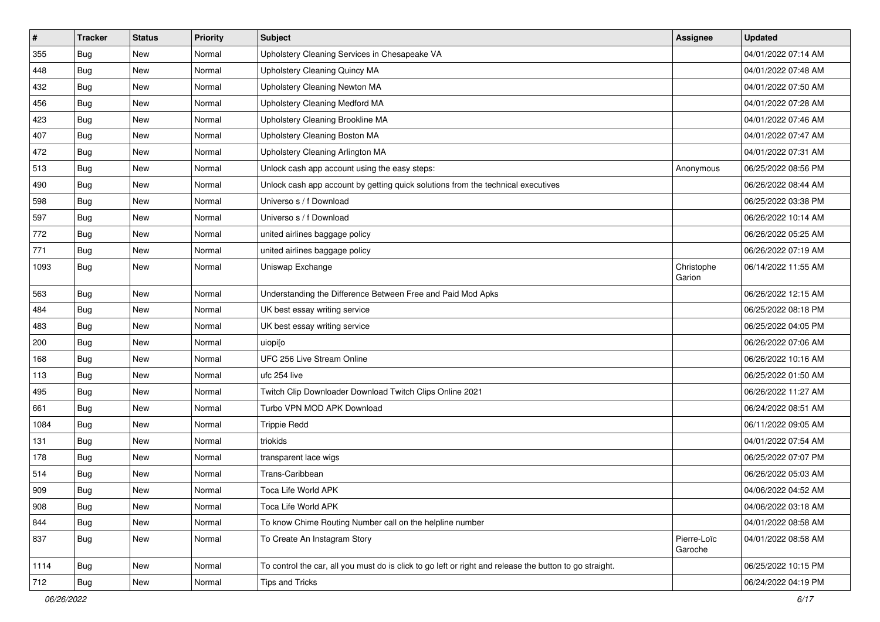| # | Tracker | Status | Priority | Subject | Assignee | Updated |
|---|---|---|---|---|---|---|
| 355 | Bug | New | Normal | Upholstery Cleaning Services in Chesapeake VA | | 04/01/2022 07:14 AM |
| 448 | Bug | New | Normal | Upholstery Cleaning Quincy MA | | 04/01/2022 07:48 AM |
| 432 | Bug | New | Normal | Upholstery Cleaning Newton MA | | 04/01/2022 07:50 AM |
| 456 | Bug | New | Normal | Upholstery Cleaning Medford MA | | 04/01/2022 07:28 AM |
| 423 | Bug | New | Normal | Upholstery Cleaning Brookline MA | | 04/01/2022 07:46 AM |
| 407 | Bug | New | Normal | Upholstery Cleaning Boston MA | | 04/01/2022 07:47 AM |
| 472 | Bug | New | Normal | Upholstery Cleaning Arlington MA | | 04/01/2022 07:31 AM |
| 513 | Bug | New | Normal | Unlock cash app account using the easy steps: | Anonymous | 06/25/2022 08:56 PM |
| 490 | Bug | New | Normal | Unlock cash app account by getting quick solutions from the technical executives | | 06/26/2022 08:44 AM |
| 598 | Bug | New | Normal | Universo s / f Download | | 06/25/2022 03:38 PM |
| 597 | Bug | New | Normal | Universo s / f Download | | 06/26/2022 10:14 AM |
| 772 | Bug | New | Normal | united airlines baggage policy | | 06/26/2022 05:25 AM |
| 771 | Bug | New | Normal | united airlines baggage policy | | 06/26/2022 07:19 AM |
| 1093 | Bug | New | Normal | Uniswap Exchange | Christophe Garion | 06/14/2022 11:55 AM |
| 563 | Bug | New | Normal | Understanding the Difference Between Free and Paid Mod Apks | | 06/26/2022 12:15 AM |
| 484 | Bug | New | Normal | UK best essay writing service | | 06/25/2022 08:18 PM |
| 483 | Bug | New | Normal | UK best essay writing service | | 06/25/2022 04:05 PM |
| 200 | Bug | New | Normal | uiopi[o | | 06/26/2022 07:06 AM |
| 168 | Bug | New | Normal | UFC 256 Live Stream Online | | 06/26/2022 10:16 AM |
| 113 | Bug | New | Normal | ufc 254 live | | 06/25/2022 01:50 AM |
| 495 | Bug | New | Normal | Twitch Clip Downloader Download Twitch Clips Online 2021 | | 06/26/2022 11:27 AM |
| 661 | Bug | New | Normal | Turbo VPN MOD APK Download | | 06/24/2022 08:51 AM |
| 1084 | Bug | New | Normal | Trippie Redd | | 06/11/2022 09:05 AM |
| 131 | Bug | New | Normal | triokids | | 04/01/2022 07:54 AM |
| 178 | Bug | New | Normal | transparent lace wigs | | 06/25/2022 07:07 PM |
| 514 | Bug | New | Normal | Trans-Caribbean | | 06/26/2022 05:03 AM |
| 909 | Bug | New | Normal | Toca Life World APK | | 04/06/2022 04:52 AM |
| 908 | Bug | New | Normal | Toca Life World APK | | 04/06/2022 03:18 AM |
| 844 | Bug | New | Normal | To know Chime Routing Number call on the helpline number | | 04/01/2022 08:58 AM |
| 837 | Bug | New | Normal | To Create An Instagram Story | Pierre-Loïc Garoche | 04/01/2022 08:58 AM |
| 1114 | Bug | New | Normal | To control the car, all you must do is click to go left or right and release the button to go straight. | | 06/25/2022 10:15 PM |
| 712 | Bug | New | Normal | Tips and Tricks | | 06/24/2022 04:19 PM |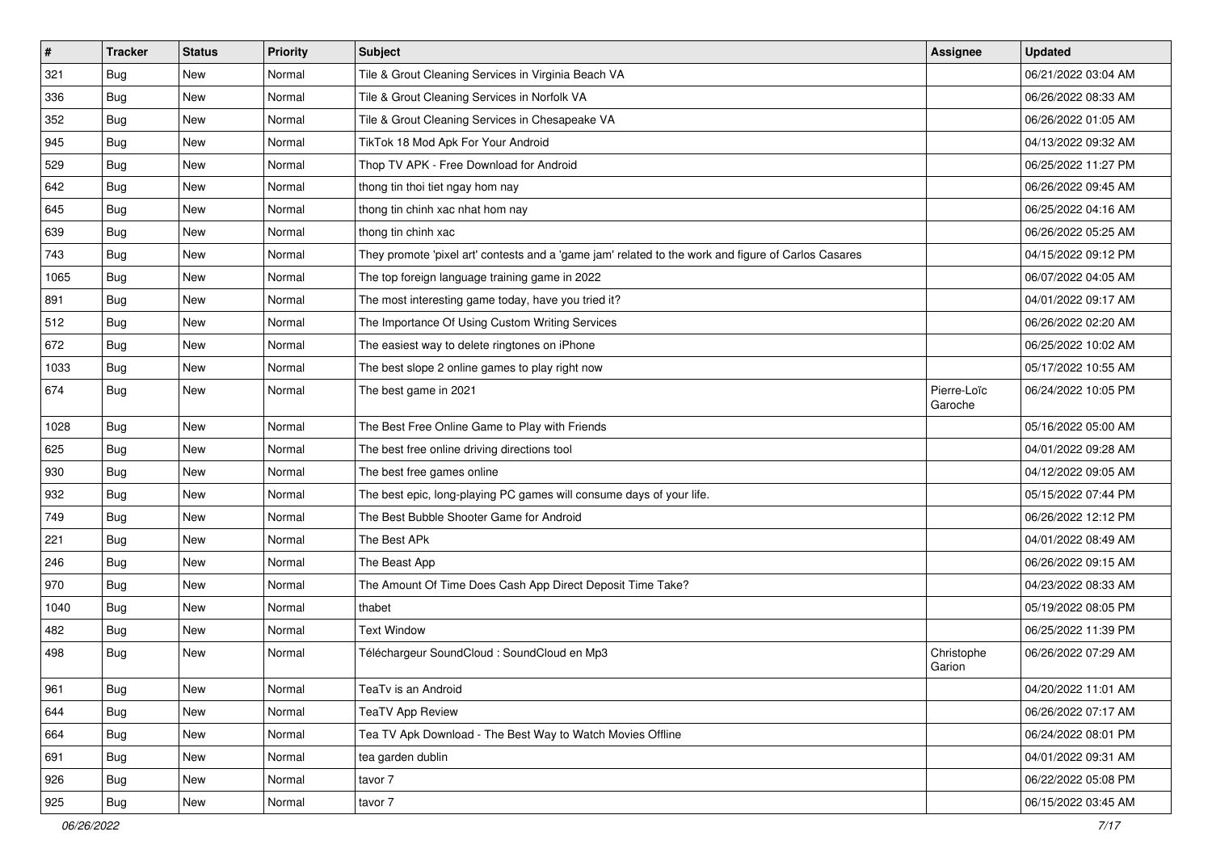| # | Tracker | Status | Priority | Subject | Assignee | Updated |
|---|---|---|---|---|---|---|
| 321 | Bug | New | Normal | Tile & Grout Cleaning Services in Virginia Beach VA | | 06/21/2022 03:04 AM |
| 336 | Bug | New | Normal | Tile & Grout Cleaning Services in Norfolk VA | | 06/26/2022 08:33 AM |
| 352 | Bug | New | Normal | Tile & Grout Cleaning Services in Chesapeake VA | | 06/26/2022 01:05 AM |
| 945 | Bug | New | Normal | TikTok 18 Mod Apk For Your Android | | 04/13/2022 09:32 AM |
| 529 | Bug | New | Normal | Thop TV APK - Free Download for Android | | 06/25/2022 11:27 PM |
| 642 | Bug | New | Normal | thong tin thoi tiet ngay hom nay | | 06/26/2022 09:45 AM |
| 645 | Bug | New | Normal | thong tin chinh xac nhat hom nay | | 06/25/2022 04:16 AM |
| 639 | Bug | New | Normal | thong tin chinh xac | | 06/26/2022 05:25 AM |
| 743 | Bug | New | Normal | They promote 'pixel art' contests and a 'game jam' related to the work and figure of Carlos Casares | | 04/15/2022 09:12 PM |
| 1065 | Bug | New | Normal | The top foreign language training game in 2022 | | 06/07/2022 04:05 AM |
| 891 | Bug | New | Normal | The most interesting game today, have you tried it? | | 04/01/2022 09:17 AM |
| 512 | Bug | New | Normal | The Importance Of Using Custom Writing Services | | 06/26/2022 02:20 AM |
| 672 | Bug | New | Normal | The easiest way to delete ringtones on iPhone | | 06/25/2022 10:02 AM |
| 1033 | Bug | New | Normal | The best slope 2 online games to play right now | | 05/17/2022 10:55 AM |
| 674 | Bug | New | Normal | The best game in 2021 | Pierre-Loïc Garoche | 06/24/2022 10:05 PM |
| 1028 | Bug | New | Normal | The Best Free Online Game to Play with Friends | | 05/16/2022 05:00 AM |
| 625 | Bug | New | Normal | The best free online driving directions tool | | 04/01/2022 09:28 AM |
| 930 | Bug | New | Normal | The best free games online | | 04/12/2022 09:05 AM |
| 932 | Bug | New | Normal | The best epic, long-playing PC games will consume days of your life. | | 05/15/2022 07:44 PM |
| 749 | Bug | New | Normal | The Best Bubble Shooter Game for Android | | 06/26/2022 12:12 PM |
| 221 | Bug | New | Normal | The Best APk | | 04/01/2022 08:49 AM |
| 246 | Bug | New | Normal | The Beast App | | 06/26/2022 09:15 AM |
| 970 | Bug | New | Normal | The Amount Of Time Does Cash App Direct Deposit Time Take? | | 04/23/2022 08:33 AM |
| 1040 | Bug | New | Normal | thabet | | 05/19/2022 08:05 PM |
| 482 | Bug | New | Normal | Text Window | | 06/25/2022 11:39 PM |
| 498 | Bug | New | Normal | Téléchargeur SoundCloud : SoundCloud en Mp3 | Christophe Garion | 06/26/2022 07:29 AM |
| 961 | Bug | New | Normal | TeaTv is an Android | | 04/20/2022 11:01 AM |
| 644 | Bug | New | Normal | TeaTV App Review | | 06/26/2022 07:17 AM |
| 664 | Bug | New | Normal | Tea TV Apk Download - The Best Way to Watch Movies Offline | | 06/24/2022 08:01 PM |
| 691 | Bug | New | Normal | tea garden dublin | | 04/01/2022 09:31 AM |
| 926 | Bug | New | Normal | tavor 7 | | 06/22/2022 05:08 PM |
| 925 | Bug | New | Normal | tavor 7 | | 06/15/2022 03:45 AM |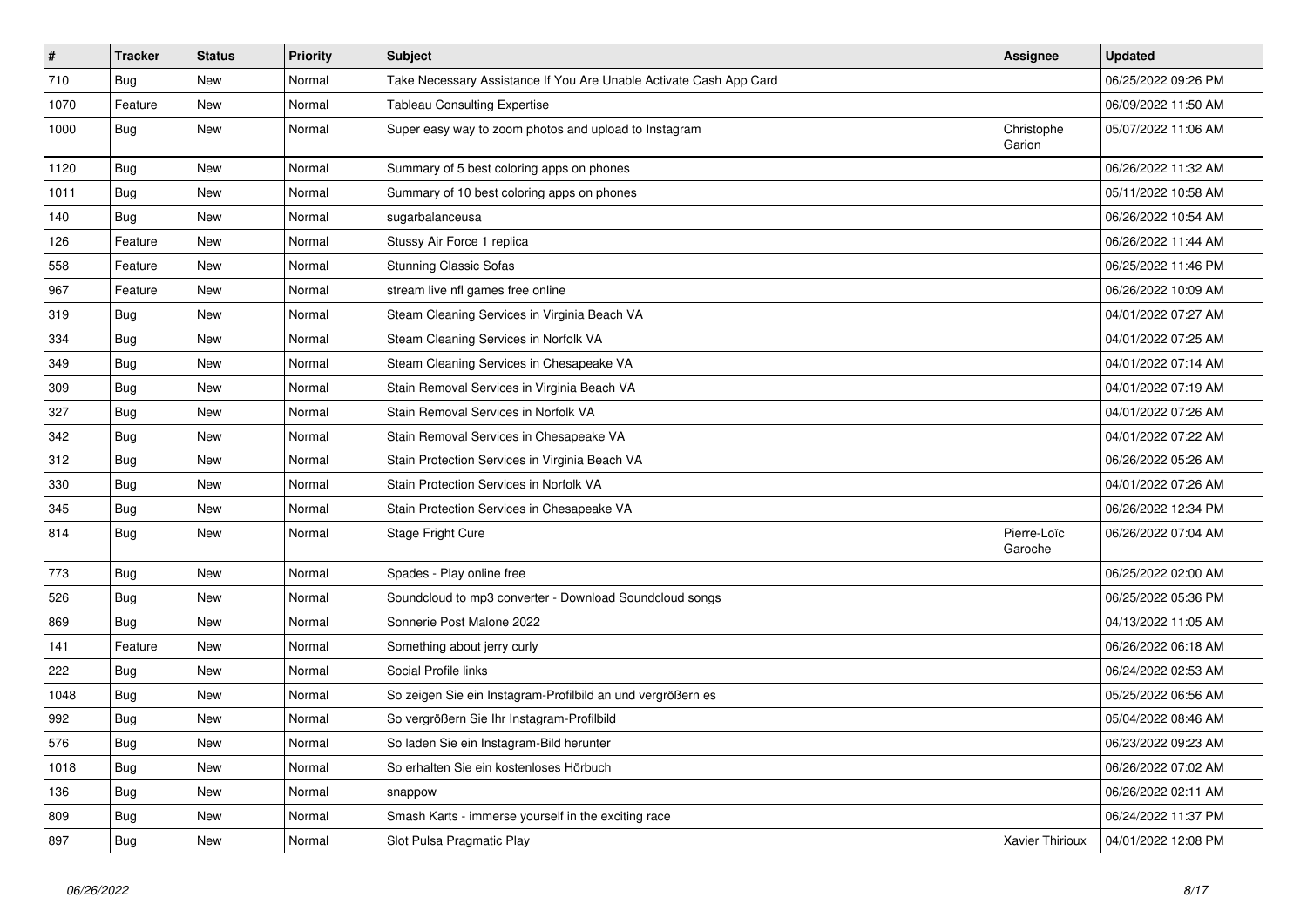| # | Tracker | Status | Priority | Subject | Assignee | Updated |
|---|---|---|---|---|---|---|
| 710 | Bug | New | Normal | Take Necessary Assistance If You Are Unable Activate Cash App Card | | 06/25/2022 09:26 PM |
| 1070 | Feature | New | Normal | Tableau Consulting Expertise | | 06/09/2022 11:50 AM |
| 1000 | Bug | New | Normal | Super easy way to zoom photos and upload to Instagram | Christophe Garion | 05/07/2022 11:06 AM |
| 1120 | Bug | New | Normal | Summary of 5 best coloring apps on phones | | 06/26/2022 11:32 AM |
| 1011 | Bug | New | Normal | Summary of 10 best coloring apps on phones | | 05/11/2022 10:58 AM |
| 140 | Bug | New | Normal | sugarbalanceusa | | 06/26/2022 10:54 AM |
| 126 | Feature | New | Normal | Stussy Air Force 1 replica | | 06/26/2022 11:44 AM |
| 558 | Feature | New | Normal | Stunning Classic Sofas | | 06/25/2022 11:46 PM |
| 967 | Feature | New | Normal | stream live nfl games free online | | 06/26/2022 10:09 AM |
| 319 | Bug | New | Normal | Steam Cleaning Services in Virginia Beach VA | | 04/01/2022 07:27 AM |
| 334 | Bug | New | Normal | Steam Cleaning Services in Norfolk VA | | 04/01/2022 07:25 AM |
| 349 | Bug | New | Normal | Steam Cleaning Services in Chesapeake VA | | 04/01/2022 07:14 AM |
| 309 | Bug | New | Normal | Stain Removal Services in Virginia Beach VA | | 04/01/2022 07:19 AM |
| 327 | Bug | New | Normal | Stain Removal Services in Norfolk VA | | 04/01/2022 07:26 AM |
| 342 | Bug | New | Normal | Stain Removal Services in Chesapeake VA | | 04/01/2022 07:22 AM |
| 312 | Bug | New | Normal | Stain Protection Services in Virginia Beach VA | | 06/26/2022 05:26 AM |
| 330 | Bug | New | Normal | Stain Protection Services in Norfolk VA | | 04/01/2022 07:26 AM |
| 345 | Bug | New | Normal | Stain Protection Services in Chesapeake VA | | 06/26/2022 12:34 PM |
| 814 | Bug | New | Normal | Stage Fright Cure | Pierre-Loïc Garoche | 06/26/2022 07:04 AM |
| 773 | Bug | New | Normal | Spades - Play online free | | 06/25/2022 02:00 AM |
| 526 | Bug | New | Normal | Soundcloud to mp3 converter - Download Soundcloud songs | | 06/25/2022 05:36 PM |
| 869 | Bug | New | Normal | Sonnerie Post Malone 2022 | | 04/13/2022 11:05 AM |
| 141 | Feature | New | Normal | Something about jerry curly | | 06/26/2022 06:18 AM |
| 222 | Bug | New | Normal | Social Profile links | | 06/24/2022 02:53 AM |
| 1048 | Bug | New | Normal | So zeigen Sie ein Instagram-Profilbild an und vergrößern es | | 05/25/2022 06:56 AM |
| 992 | Bug | New | Normal | So vergrößern Sie Ihr Instagram-Profilbild | | 05/04/2022 08:46 AM |
| 576 | Bug | New | Normal | So laden Sie ein Instagram-Bild herunter | | 06/23/2022 09:23 AM |
| 1018 | Bug | New | Normal | So erhalten Sie ein kostenloses Hörbuch | | 06/26/2022 07:02 AM |
| 136 | Bug | New | Normal | snappow | | 06/26/2022 02:11 AM |
| 809 | Bug | New | Normal | Smash Karts - immerse yourself in the exciting race | | 06/24/2022 11:37 PM |
| 897 | Bug | New | Normal | Slot Pulsa Pragmatic Play | Xavier Thirioux | 04/01/2022 12:08 PM |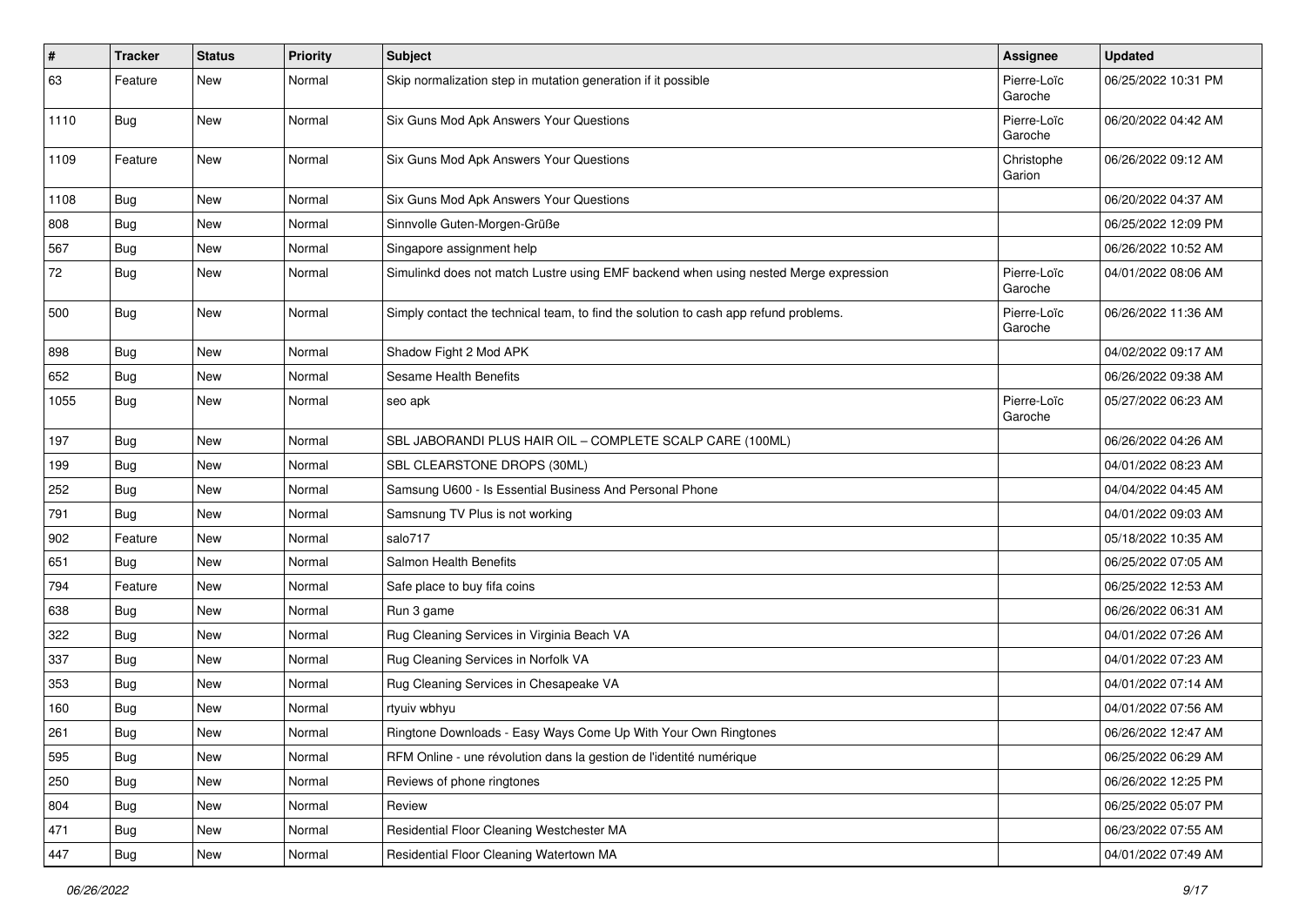| # | Tracker | Status | Priority | Subject | Assignee | Updated |
| --- | --- | --- | --- | --- | --- | --- |
| 63 | Feature | New | Normal | Skip normalization step in mutation generation if it possible | Pierre-Loïc Garoche | 06/25/2022 10:31 PM |
| 1110 | Bug | New | Normal | Six Guns Mod Apk Answers Your Questions | Pierre-Loïc Garoche | 06/20/2022 04:42 AM |
| 1109 | Feature | New | Normal | Six Guns Mod Apk Answers Your Questions | Christophe Garion | 06/26/2022 09:12 AM |
| 1108 | Bug | New | Normal | Six Guns Mod Apk Answers Your Questions | | 06/20/2022 04:37 AM |
| 808 | Bug | New | Normal | Sinnvolle Guten-Morgen-Grüße | | 06/25/2022 12:09 PM |
| 567 | Bug | New | Normal | Singapore assignment help | | 06/26/2022 10:52 AM |
| 72 | Bug | New | Normal | Simulinkd does not match Lustre using EMF backend when using nested Merge expression | Pierre-Loïc Garoche | 04/01/2022 08:06 AM |
| 500 | Bug | New | Normal | Simply contact the technical team, to find the solution to cash app refund problems. | Pierre-Loïc Garoche | 06/26/2022 11:36 AM |
| 898 | Bug | New | Normal | Shadow Fight 2 Mod APK | | 04/02/2022 09:17 AM |
| 652 | Bug | New | Normal | Sesame Health Benefits | | 06/26/2022 09:38 AM |
| 1055 | Bug | New | Normal | seo apk | Pierre-Loïc Garoche | 05/27/2022 06:23 AM |
| 197 | Bug | New | Normal | SBL JABORANDI PLUS HAIR OIL – COMPLETE SCALP CARE (100ML) | | 06/26/2022 04:26 AM |
| 199 | Bug | New | Normal | SBL CLEARSTONE DROPS (30ML) | | 04/01/2022 08:23 AM |
| 252 | Bug | New | Normal | Samsung U600 - Is Essential Business And Personal Phone | | 04/04/2022 04:45 AM |
| 791 | Bug | New | Normal | Samsnung TV Plus is not working | | 04/01/2022 09:03 AM |
| 902 | Feature | New | Normal | salo717 | | 05/18/2022 10:35 AM |
| 651 | Bug | New | Normal | Salmon Health Benefits | | 06/25/2022 07:05 AM |
| 794 | Feature | New | Normal | Safe place to buy fifa coins | | 06/25/2022 12:53 AM |
| 638 | Bug | New | Normal | Run 3 game | | 06/26/2022 06:31 AM |
| 322 | Bug | New | Normal | Rug Cleaning Services in Virginia Beach VA | | 04/01/2022 07:26 AM |
| 337 | Bug | New | Normal | Rug Cleaning Services in Norfolk VA | | 04/01/2022 07:23 AM |
| 353 | Bug | New | Normal | Rug Cleaning Services in Chesapeake VA | | 04/01/2022 07:14 AM |
| 160 | Bug | New | Normal | rtyuiv wbhyu | | 04/01/2022 07:56 AM |
| 261 | Bug | New | Normal | Ringtone Downloads - Easy Ways Come Up With Your Own Ringtones | | 06/26/2022 12:47 AM |
| 595 | Bug | New | Normal | RFM Online - une révolution dans la gestion de l'identité numérique | | 06/25/2022 06:29 AM |
| 250 | Bug | New | Normal | Reviews of phone ringtones | | 06/26/2022 12:25 PM |
| 804 | Bug | New | Normal | Review | | 06/25/2022 05:07 PM |
| 471 | Bug | New | Normal | Residential Floor Cleaning Westchester MA | | 06/23/2022 07:55 AM |
| 447 | Bug | New | Normal | Residential Floor Cleaning Watertown MA | | 04/01/2022 07:49 AM |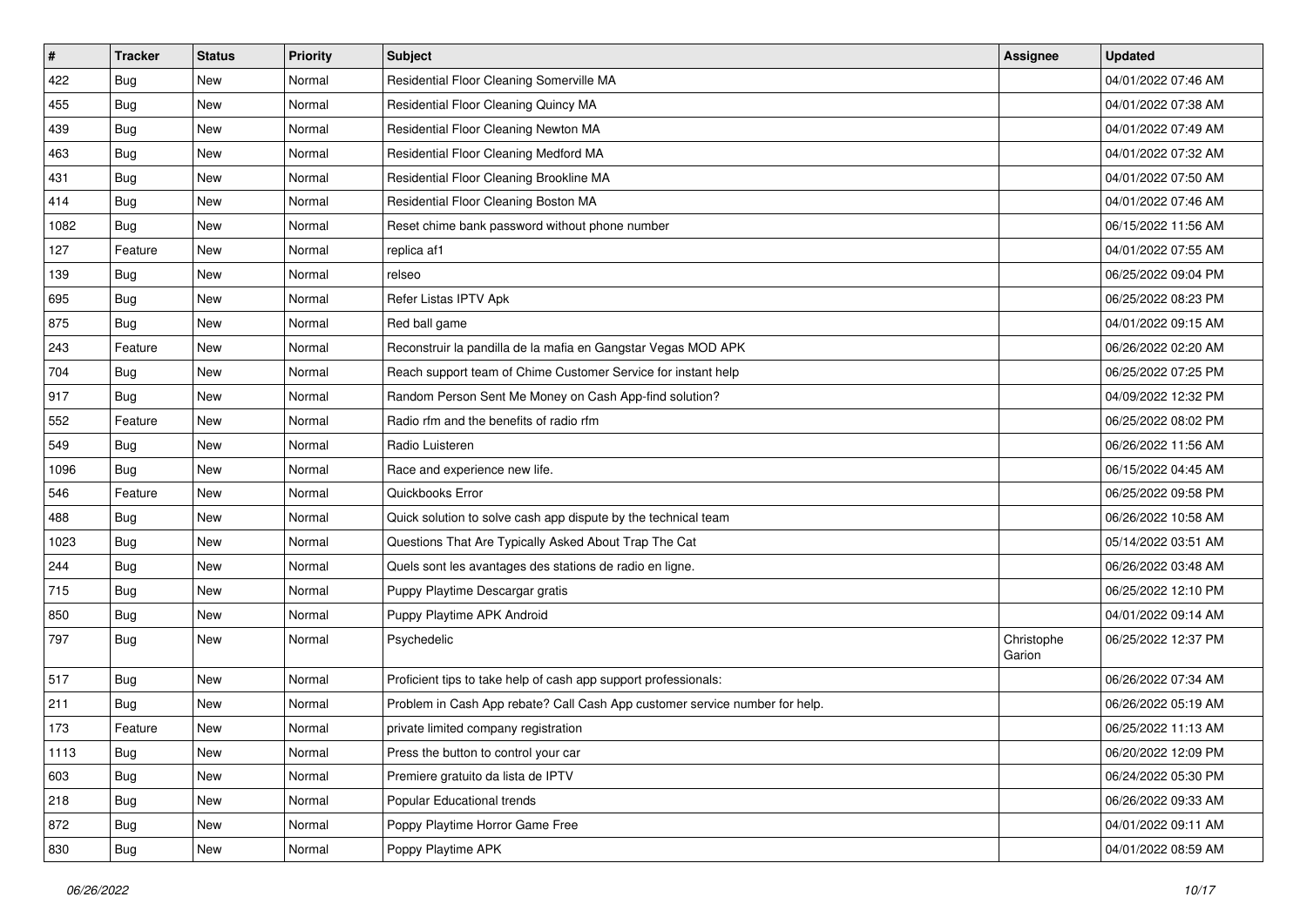| # | Tracker | Status | Priority | Subject | Assignee | Updated |
|---|---|---|---|---|---|---|
| 422 | Bug | New | Normal | Residential Floor Cleaning Somerville MA | | 04/01/2022 07:46 AM |
| 455 | Bug | New | Normal | Residential Floor Cleaning Quincy MA | | 04/01/2022 07:38 AM |
| 439 | Bug | New | Normal | Residential Floor Cleaning Newton MA | | 04/01/2022 07:49 AM |
| 463 | Bug | New | Normal | Residential Floor Cleaning Medford MA | | 04/01/2022 07:32 AM |
| 431 | Bug | New | Normal | Residential Floor Cleaning Brookline MA | | 04/01/2022 07:50 AM |
| 414 | Bug | New | Normal | Residential Floor Cleaning Boston MA | | 04/01/2022 07:46 AM |
| 1082 | Bug | New | Normal | Reset chime bank password without phone number | | 06/15/2022 11:56 AM |
| 127 | Feature | New | Normal | replica af1 | | 04/01/2022 07:55 AM |
| 139 | Bug | New | Normal | relseo | | 06/25/2022 09:04 PM |
| 695 | Bug | New | Normal | Refer Listas IPTV Apk | | 06/25/2022 08:23 PM |
| 875 | Bug | New | Normal | Red ball game | | 04/01/2022 09:15 AM |
| 243 | Feature | New | Normal | Reconstruir la pandilla de la mafia en Gangstar Vegas MOD APK | | 06/26/2022 02:20 AM |
| 704 | Bug | New | Normal | Reach support team of Chime Customer Service for instant help | | 06/25/2022 07:25 PM |
| 917 | Bug | New | Normal | Random Person Sent Me Money on Cash App-find solution? | | 04/09/2022 12:32 PM |
| 552 | Feature | New | Normal | Radio rfm and the benefits of radio rfm | | 06/25/2022 08:02 PM |
| 549 | Bug | New | Normal | Radio Luisteren | | 06/26/2022 11:56 AM |
| 1096 | Bug | New | Normal | Race and experience new life. | | 06/15/2022 04:45 AM |
| 546 | Feature | New | Normal | Quickbooks Error | | 06/25/2022 09:58 PM |
| 488 | Bug | New | Normal | Quick solution to solve cash app dispute by the technical team | | 06/26/2022 10:58 AM |
| 1023 | Bug | New | Normal | Questions That Are Typically Asked About Trap The Cat | | 05/14/2022 03:51 AM |
| 244 | Bug | New | Normal | Quels sont les avantages des stations de radio en ligne. | | 06/26/2022 03:48 AM |
| 715 | Bug | New | Normal | Puppy Playtime Descargar gratis | | 06/25/2022 12:10 PM |
| 850 | Bug | New | Normal | Puppy Playtime APK Android | | 04/01/2022 09:14 AM |
| 797 | Bug | New | Normal | Psychedelic | Christophe Garion | 06/25/2022 12:37 PM |
| 517 | Bug | New | Normal | Proficient tips to take help of cash app support professionals: | | 06/26/2022 07:34 AM |
| 211 | Bug | New | Normal | Problem in Cash App rebate? Call Cash App customer service number for help. | | 06/26/2022 05:19 AM |
| 173 | Feature | New | Normal | private limited company registration | | 06/25/2022 11:13 AM |
| 1113 | Bug | New | Normal | Press the button to control your car | | 06/20/2022 12:09 PM |
| 603 | Bug | New | Normal | Premiere gratuito da lista de IPTV | | 06/24/2022 05:30 PM |
| 218 | Bug | New | Normal | Popular Educational trends | | 06/26/2022 09:33 AM |
| 872 | Bug | New | Normal | Poppy Playtime Horror Game Free | | 04/01/2022 09:11 AM |
| 830 | Bug | New | Normal | Poppy Playtime APK | | 04/01/2022 08:59 AM |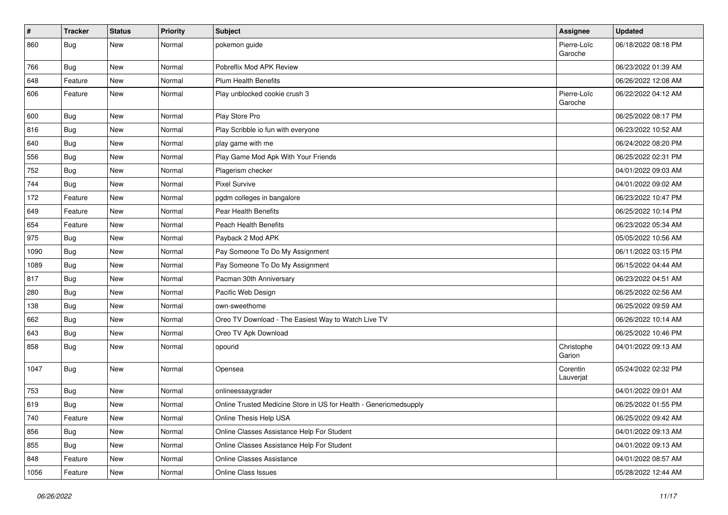| # | Tracker | Status | Priority | Subject | Assignee | Updated |
|---|---|---|---|---|---|---|
| 860 | Bug | New | Normal | pokemon guide | Pierre-Loïc Garoche | 06/18/2022 08:18 PM |
| 766 | Bug | New | Normal | Pobreflix Mod APK Review | | 06/23/2022 01:39 AM |
| 648 | Feature | New | Normal | Plum Health Benefits | | 06/26/2022 12:08 AM |
| 606 | Feature | New | Normal | Play unblocked cookie crush 3 | Pierre-Loïc Garoche | 06/22/2022 04:12 AM |
| 600 | Bug | New | Normal | Play Store Pro | | 06/25/2022 08:17 PM |
| 816 | Bug | New | Normal | Play Scribble io fun with everyone | | 06/23/2022 10:52 AM |
| 640 | Bug | New | Normal | play game with me | | 06/24/2022 08:20 PM |
| 556 | Bug | New | Normal | Play Game Mod Apk With Your Friends | | 06/25/2022 02:31 PM |
| 752 | Bug | New | Normal | Plagerism checker | | 04/01/2022 09:03 AM |
| 744 | Bug | New | Normal | Pixel Survive | | 04/01/2022 09:02 AM |
| 172 | Feature | New | Normal | pgdm colleges in bangalore | | 06/23/2022 10:47 PM |
| 649 | Feature | New | Normal | Pear Health Benefits | | 06/25/2022 10:14 PM |
| 654 | Feature | New | Normal | Peach Health Benefits | | 06/23/2022 05:34 AM |
| 975 | Bug | New | Normal | Payback 2 Mod APK | | 05/05/2022 10:56 AM |
| 1090 | Bug | New | Normal | Pay Someone To Do My Assignment | | 06/11/2022 03:15 PM |
| 1089 | Bug | New | Normal | Pay Someone To Do My Assignment | | 06/15/2022 04:44 AM |
| 817 | Bug | New | Normal | Pacman 30th Anniversary | | 06/23/2022 04:51 AM |
| 280 | Bug | New | Normal | Pacific Web Design | | 06/25/2022 02:56 AM |
| 138 | Bug | New | Normal | own-sweethome | | 06/25/2022 09:59 AM |
| 662 | Bug | New | Normal | Oreo TV Download - The Easiest Way to Watch Live TV | | 06/26/2022 10:14 AM |
| 643 | Bug | New | Normal | Oreo TV Apk Download | | 06/25/2022 10:46 PM |
| 858 | Bug | New | Normal | opourid | Christophe Garion | 04/01/2022 09:13 AM |
| 1047 | Bug | New | Normal | Opensea | Corentin Lauverjat | 05/24/2022 02:32 PM |
| 753 | Bug | New | Normal | onlineessaygrader | | 04/01/2022 09:01 AM |
| 619 | Bug | New | Normal | Online Trusted Medicine Store in US for Health - Genericmedsupply | | 06/25/2022 01:55 PM |
| 740 | Feature | New | Normal | Online Thesis Help USA | | 06/25/2022 09:42 AM |
| 856 | Bug | New | Normal | Online Classes Assistance Help For Student | | 04/01/2022 09:13 AM |
| 855 | Bug | New | Normal | Online Classes Assistance Help For Student | | 04/01/2022 09:13 AM |
| 848 | Feature | New | Normal | Online Classes Assistance | | 04/01/2022 08:57 AM |
| 1056 | Feature | New | Normal | Online Class Issues | | 05/28/2022 12:44 AM |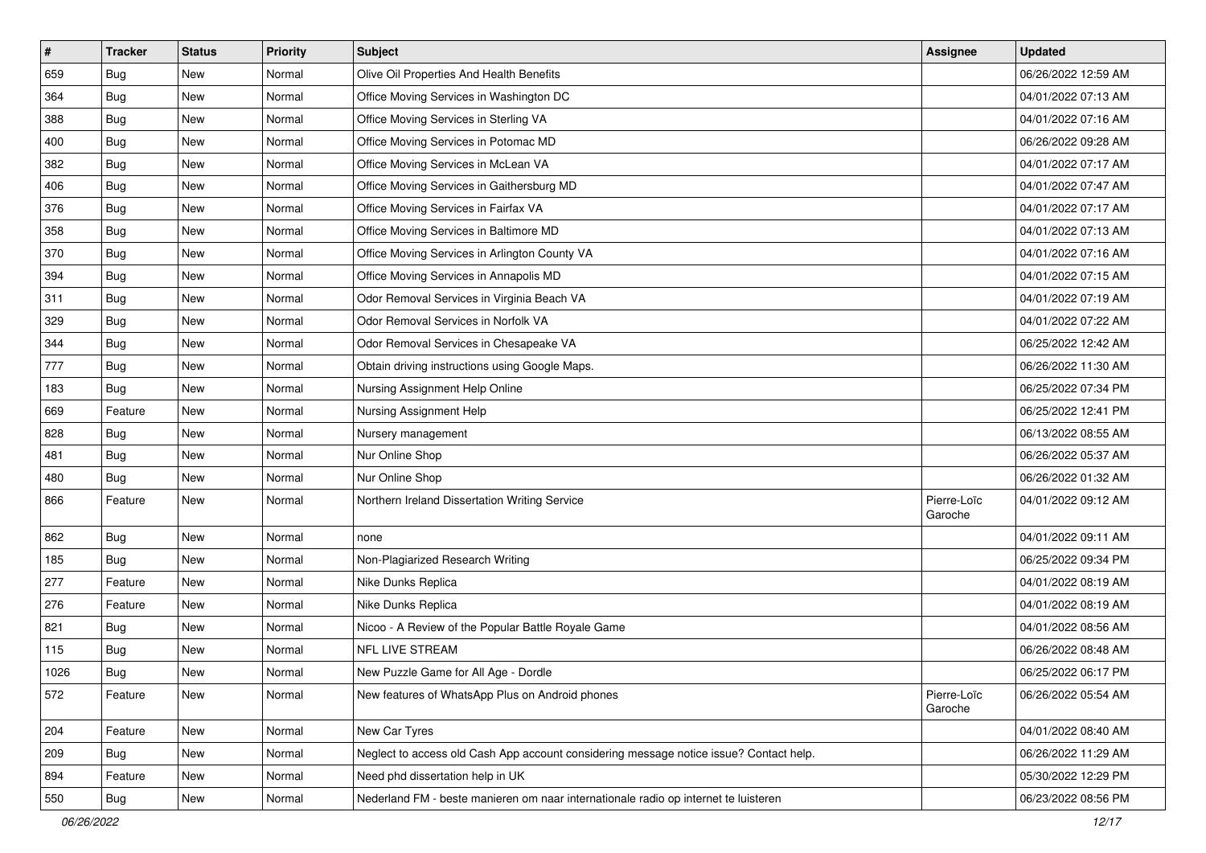| # | Tracker | Status | Priority | Subject | Assignee | Updated |
|---|---|---|---|---|---|---|
| 659 | Bug | New | Normal | Olive Oil Properties And Health Benefits | | 06/26/2022 12:59 AM |
| 364 | Bug | New | Normal | Office Moving Services in Washington DC | | 04/01/2022 07:13 AM |
| 388 | Bug | New | Normal | Office Moving Services in Sterling VA | | 04/01/2022 07:16 AM |
| 400 | Bug | New | Normal | Office Moving Services in Potomac MD | | 06/26/2022 09:28 AM |
| 382 | Bug | New | Normal | Office Moving Services in McLean VA | | 04/01/2022 07:17 AM |
| 406 | Bug | New | Normal | Office Moving Services in Gaithersburg MD | | 04/01/2022 07:47 AM |
| 376 | Bug | New | Normal | Office Moving Services in Fairfax VA | | 04/01/2022 07:17 AM |
| 358 | Bug | New | Normal | Office Moving Services in Baltimore MD | | 04/01/2022 07:13 AM |
| 370 | Bug | New | Normal | Office Moving Services in Arlington County VA | | 04/01/2022 07:16 AM |
| 394 | Bug | New | Normal | Office Moving Services in Annapolis MD | | 04/01/2022 07:15 AM |
| 311 | Bug | New | Normal | Odor Removal Services in Virginia Beach VA | | 04/01/2022 07:19 AM |
| 329 | Bug | New | Normal | Odor Removal Services in Norfolk VA | | 04/01/2022 07:22 AM |
| 344 | Bug | New | Normal | Odor Removal Services in Chesapeake VA | | 06/25/2022 12:42 AM |
| 777 | Bug | New | Normal | Obtain driving instructions using Google Maps. | | 06/26/2022 11:30 AM |
| 183 | Bug | New | Normal | Nursing Assignment Help Online | | 06/25/2022 07:34 PM |
| 669 | Feature | New | Normal | Nursing Assignment Help | | 06/25/2022 12:41 PM |
| 828 | Bug | New | Normal | Nursery management | | 06/13/2022 08:55 AM |
| 481 | Bug | New | Normal | Nur Online Shop | | 06/26/2022 05:37 AM |
| 480 | Bug | New | Normal | Nur Online Shop | | 06/26/2022 01:32 AM |
| 866 | Feature | New | Normal | Northern Ireland Dissertation Writing Service | Pierre-Loïc Garoche | 04/01/2022 09:12 AM |
| 862 | Bug | New | Normal | none | | 04/01/2022 09:11 AM |
| 185 | Bug | New | Normal | Non-Plagiarized Research Writing | | 06/25/2022 09:34 PM |
| 277 | Feature | New | Normal | Nike Dunks Replica | | 04/01/2022 08:19 AM |
| 276 | Feature | New | Normal | Nike Dunks Replica | | 04/01/2022 08:19 AM |
| 821 | Bug | New | Normal | Nicoo - A Review of the Popular Battle Royale Game | | 04/01/2022 08:56 AM |
| 115 | Bug | New | Normal | NFL LIVE STREAM | | 06/26/2022 08:48 AM |
| 1026 | Bug | New | Normal | New Puzzle Game for All Age - Dordle | | 06/25/2022 06:17 PM |
| 572 | Feature | New | Normal | New features of WhatsApp Plus on Android phones | Pierre-Loïc Garoche | 06/26/2022 05:54 AM |
| 204 | Feature | New | Normal | New Car Tyres | | 04/01/2022 08:40 AM |
| 209 | Bug | New | Normal | Neglect to access old Cash App account considering message notice issue? Contact help. | | 06/26/2022 11:29 AM |
| 894 | Feature | New | Normal | Need phd dissertation help in UK | | 05/30/2022 12:29 PM |
| 550 | Bug | New | Normal | Nederland FM - beste manieren om naar internationale radio op internet te luisteren | | 06/23/2022 08:56 PM |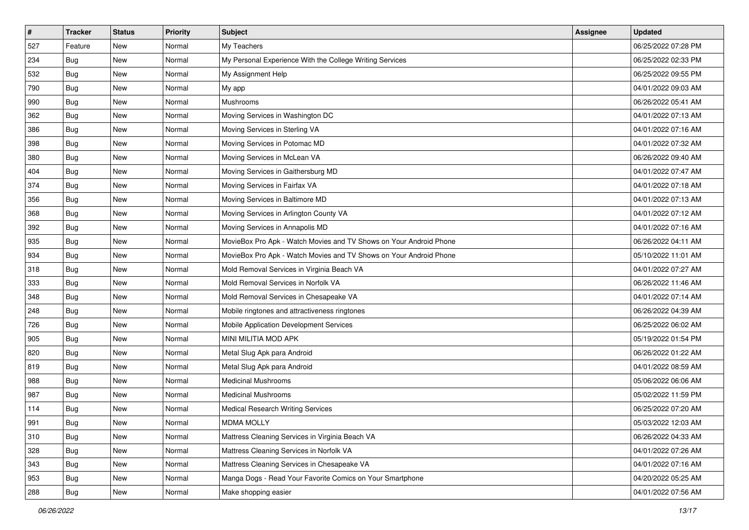| # | Tracker | Status | Priority | Subject | Assignee | Updated |
|---|---|---|---|---|---|---|
| 527 | Feature | New | Normal | My Teachers | | 06/25/2022 07:28 PM |
| 234 | Bug | New | Normal | My Personal Experience With the College Writing Services | | 06/25/2022 02:33 PM |
| 532 | Bug | New | Normal | My Assignment Help | | 06/25/2022 09:55 PM |
| 790 | Bug | New | Normal | My app | | 04/01/2022 09:03 AM |
| 990 | Bug | New | Normal | Mushrooms | | 06/26/2022 05:41 AM |
| 362 | Bug | New | Normal | Moving Services in Washington DC | | 04/01/2022 07:13 AM |
| 386 | Bug | New | Normal | Moving Services in Sterling VA | | 04/01/2022 07:16 AM |
| 398 | Bug | New | Normal | Moving Services in Potomac MD | | 04/01/2022 07:32 AM |
| 380 | Bug | New | Normal | Moving Services in McLean VA | | 06/26/2022 09:40 AM |
| 404 | Bug | New | Normal | Moving Services in Gaithersburg MD | | 04/01/2022 07:47 AM |
| 374 | Bug | New | Normal | Moving Services in Fairfax VA | | 04/01/2022 07:18 AM |
| 356 | Bug | New | Normal | Moving Services in Baltimore MD | | 04/01/2022 07:13 AM |
| 368 | Bug | New | Normal | Moving Services in Arlington County VA | | 04/01/2022 07:12 AM |
| 392 | Bug | New | Normal | Moving Services in Annapolis MD | | 04/01/2022 07:16 AM |
| 935 | Bug | New | Normal | MovieBox Pro Apk - Watch Movies and TV Shows on Your Android Phone | | 06/26/2022 04:11 AM |
| 934 | Bug | New | Normal | MovieBox Pro Apk - Watch Movies and TV Shows on Your Android Phone | | 05/10/2022 11:01 AM |
| 318 | Bug | New | Normal | Mold Removal Services in Virginia Beach VA | | 04/01/2022 07:27 AM |
| 333 | Bug | New | Normal | Mold Removal Services in Norfolk VA | | 06/26/2022 11:46 AM |
| 348 | Bug | New | Normal | Mold Removal Services in Chesapeake VA | | 04/01/2022 07:14 AM |
| 248 | Bug | New | Normal | Mobile ringtones and attractiveness ringtones | | 06/26/2022 04:39 AM |
| 726 | Bug | New | Normal | Mobile Application Development Services | | 06/25/2022 06:02 AM |
| 905 | Bug | New | Normal | MINI MILITIA MOD APK | | 05/19/2022 01:54 PM |
| 820 | Bug | New | Normal | Metal Slug Apk para Android | | 06/26/2022 01:22 AM |
| 819 | Bug | New | Normal | Metal Slug Apk para Android | | 04/01/2022 08:59 AM |
| 988 | Bug | New | Normal | Medicinal Mushrooms | | 05/06/2022 06:06 AM |
| 987 | Bug | New | Normal | Medicinal Mushrooms | | 05/02/2022 11:59 PM |
| 114 | Bug | New | Normal | Medical Research Writing Services | | 06/25/2022 07:20 AM |
| 991 | Bug | New | Normal | MDMA MOLLY | | 05/03/2022 12:03 AM |
| 310 | Bug | New | Normal | Mattress Cleaning Services in Virginia Beach VA | | 06/26/2022 04:33 AM |
| 328 | Bug | New | Normal | Mattress Cleaning Services in Norfolk VA | | 04/01/2022 07:26 AM |
| 343 | Bug | New | Normal | Mattress Cleaning Services in Chesapeake VA | | 04/01/2022 07:16 AM |
| 953 | Bug | New | Normal | Manga Dogs - Read Your Favorite Comics on Your Smartphone | | 04/20/2022 05:25 AM |
| 288 | Bug | New | Normal | Make shopping easier | | 04/01/2022 07:56 AM |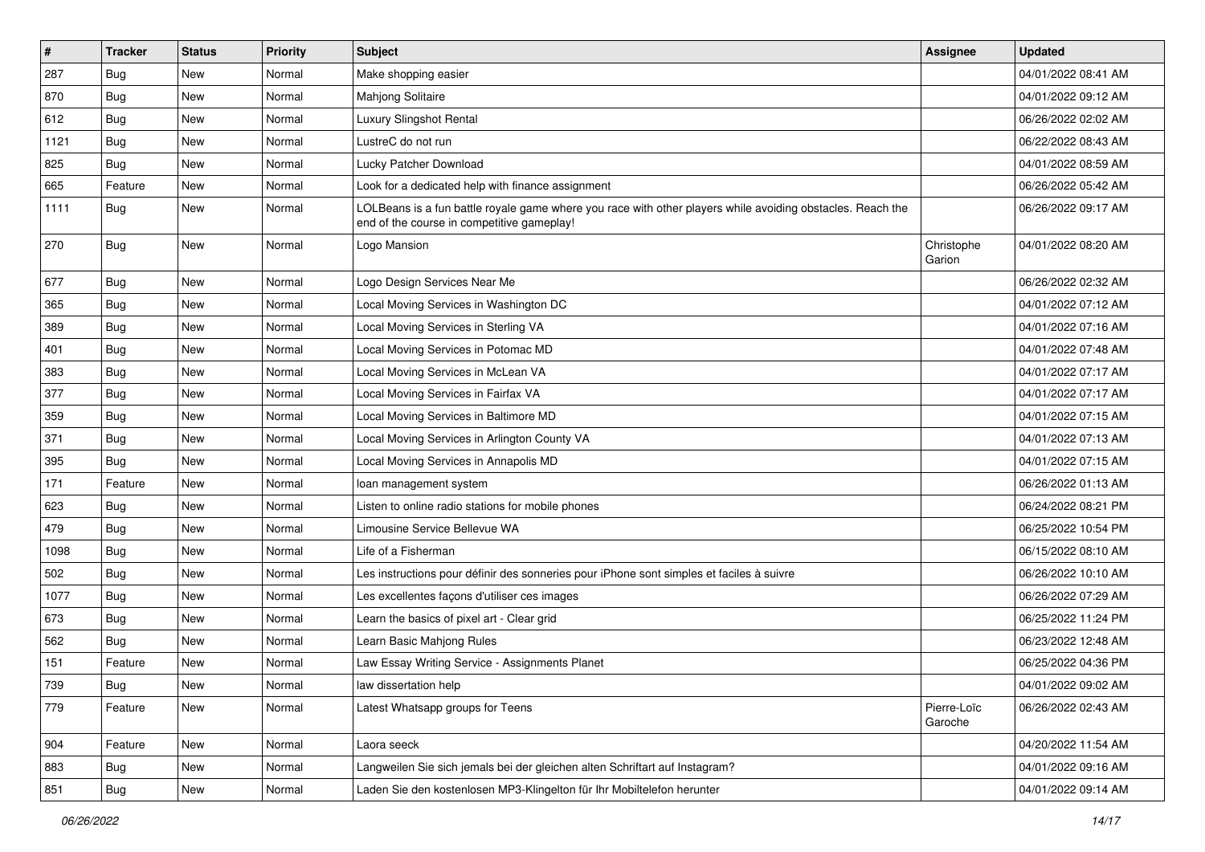| # | Tracker | Status | Priority | Subject | Assignee | Updated |
|---|---|---|---|---|---|---|
| 287 | Bug | New | Normal | Make shopping easier | | 04/01/2022 08:41 AM |
| 870 | Bug | New | Normal | Mahjong Solitaire | | 04/01/2022 09:12 AM |
| 612 | Bug | New | Normal | Luxury Slingshot Rental | | 06/26/2022 02:02 AM |
| 1121 | Bug | New | Normal | LustreC do not run | | 06/22/2022 08:43 AM |
| 825 | Bug | New | Normal | Lucky Patcher Download | | 04/01/2022 08:59 AM |
| 665 | Feature | New | Normal | Look for a dedicated help with finance assignment | | 06/26/2022 05:42 AM |
| 1111 | Bug | New | Normal | LOLBeans is a fun battle royale game where you race with other players while avoiding obstacles. Reach the end of the course in competitive gameplay! | | 06/26/2022 09:17 AM |
| 270 | Bug | New | Normal | Logo Mansion | Christophe Garion | 04/01/2022 08:20 AM |
| 677 | Bug | New | Normal | Logo Design Services Near Me | | 06/26/2022 02:32 AM |
| 365 | Bug | New | Normal | Local Moving Services in Washington DC | | 04/01/2022 07:12 AM |
| 389 | Bug | New | Normal | Local Moving Services in Sterling VA | | 04/01/2022 07:16 AM |
| 401 | Bug | New | Normal | Local Moving Services in Potomac MD | | 04/01/2022 07:48 AM |
| 383 | Bug | New | Normal | Local Moving Services in McLean VA | | 04/01/2022 07:17 AM |
| 377 | Bug | New | Normal | Local Moving Services in Fairfax VA | | 04/01/2022 07:17 AM |
| 359 | Bug | New | Normal | Local Moving Services in Baltimore MD | | 04/01/2022 07:15 AM |
| 371 | Bug | New | Normal | Local Moving Services in Arlington County VA | | 04/01/2022 07:13 AM |
| 395 | Bug | New | Normal | Local Moving Services in Annapolis MD | | 04/01/2022 07:15 AM |
| 171 | Feature | New | Normal | loan management system | | 06/26/2022 01:13 AM |
| 623 | Bug | New | Normal | Listen to online radio stations for mobile phones | | 06/24/2022 08:21 PM |
| 479 | Bug | New | Normal | Limousine Service Bellevue WA | | 06/25/2022 10:54 PM |
| 1098 | Bug | New | Normal | Life of a Fisherman | | 06/15/2022 08:10 AM |
| 502 | Bug | New | Normal | Les instructions pour définir des sonneries pour iPhone sont simples et faciles à suivre | | 06/26/2022 10:10 AM |
| 1077 | Bug | New | Normal | Les excellentes façons d'utiliser ces images | | 06/26/2022 07:29 AM |
| 673 | Bug | New | Normal | Learn the basics of pixel art - Clear grid | | 06/25/2022 11:24 PM |
| 562 | Bug | New | Normal | Learn Basic Mahjong Rules | | 06/23/2022 12:48 AM |
| 151 | Feature | New | Normal | Law Essay Writing Service - Assignments Planet | | 06/25/2022 04:36 PM |
| 739 | Bug | New | Normal | law dissertation help | | 04/01/2022 09:02 AM |
| 779 | Feature | New | Normal | Latest Whatsapp groups for Teens | Pierre-Loïc Garoche | 06/26/2022 02:43 AM |
| 904 | Feature | New | Normal | Laora seeck | | 04/20/2022 11:54 AM |
| 883 | Bug | New | Normal | Langweilen Sie sich jemals bei der gleichen alten Schriftart auf Instagram? | | 04/01/2022 09:16 AM |
| 851 | Bug | New | Normal | Laden Sie den kostenlosen MP3-Klingelton für Ihr Mobiltelefon herunter | | 04/01/2022 09:14 AM |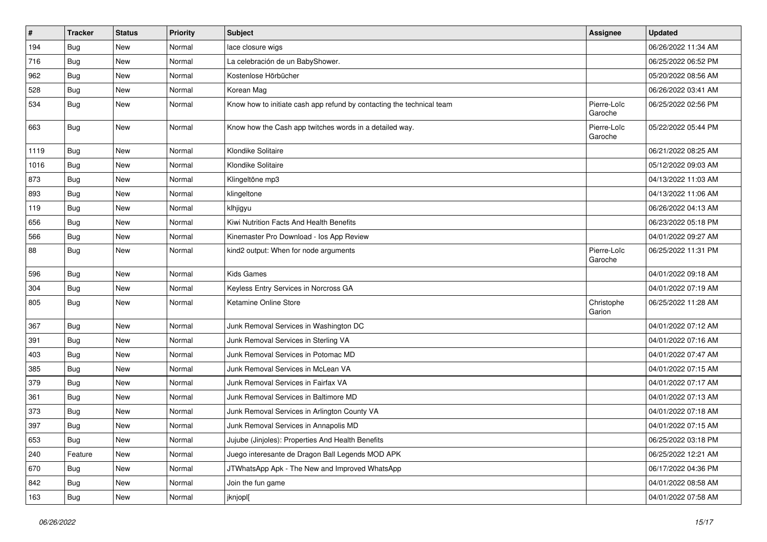| # | Tracker | Status | Priority | Subject | Assignee | Updated |
|---|---|---|---|---|---|---|
| 194 | Bug | New | Normal | lace closure wigs | | 06/26/2022 11:34 AM |
| 716 | Bug | New | Normal | La celebración de un BabyShower. | | 06/25/2022 06:52 PM |
| 962 | Bug | New | Normal | Kostenlose Hörbücher | | 05/20/2022 08:56 AM |
| 528 | Bug | New | Normal | Korean Mag | | 06/26/2022 03:41 AM |
| 534 | Bug | New | Normal | Know how to initiate cash app refund by contacting the technical team | Pierre-Loïc Garoche | 06/25/2022 02:56 PM |
| 663 | Bug | New | Normal | Know how the Cash app twitches words in a detailed way. | Pierre-Loïc Garoche | 05/22/2022 05:44 PM |
| 1119 | Bug | New | Normal | Klondike Solitaire | | 06/21/2022 08:25 AM |
| 1016 | Bug | New | Normal | Klondike Solitaire | | 05/12/2022 09:03 AM |
| 873 | Bug | New | Normal | Klingeltöne mp3 | | 04/13/2022 11:03 AM |
| 893 | Bug | New | Normal | klingeltone | | 04/13/2022 11:06 AM |
| 119 | Bug | New | Normal | klhjigyu | | 06/26/2022 04:13 AM |
| 656 | Bug | New | Normal | Kiwi Nutrition Facts And Health Benefits | | 06/23/2022 05:18 PM |
| 566 | Bug | New | Normal | Kinemaster Pro Download - Ios App Review | | 04/01/2022 09:27 AM |
| 88 | Bug | New | Normal | kind2 output: When for node arguments | Pierre-Loïc Garoche | 06/25/2022 11:31 PM |
| 596 | Bug | New | Normal | Kids Games | | 04/01/2022 09:18 AM |
| 304 | Bug | New | Normal | Keyless Entry Services in Norcross GA | | 04/01/2022 07:19 AM |
| 805 | Bug | New | Normal | Ketamine Online Store | Christophe Garion | 06/25/2022 11:28 AM |
| 367 | Bug | New | Normal | Junk Removal Services in Washington DC | | 04/01/2022 07:12 AM |
| 391 | Bug | New | Normal | Junk Removal Services in Sterling VA | | 04/01/2022 07:16 AM |
| 403 | Bug | New | Normal | Junk Removal Services in Potomac MD | | 04/01/2022 07:47 AM |
| 385 | Bug | New | Normal | Junk Removal Services in McLean VA | | 04/01/2022 07:15 AM |
| 379 | Bug | New | Normal | Junk Removal Services in Fairfax VA | | 04/01/2022 07:17 AM |
| 361 | Bug | New | Normal | Junk Removal Services in Baltimore MD | | 04/01/2022 07:13 AM |
| 373 | Bug | New | Normal | Junk Removal Services in Arlington County VA | | 04/01/2022 07:18 AM |
| 397 | Bug | New | Normal | Junk Removal Services in Annapolis MD | | 04/01/2022 07:15 AM |
| 653 | Bug | New | Normal | Jujube (Jinjoles): Properties And Health Benefits | | 06/25/2022 03:18 PM |
| 240 | Feature | New | Normal | Juego interesante de Dragon Ball Legends MOD APK | | 06/25/2022 12:21 AM |
| 670 | Bug | New | Normal | JTWhatsApp Apk - The New and Improved WhatsApp | | 06/17/2022 04:36 PM |
| 842 | Bug | New | Normal | Join the fun game | | 04/01/2022 08:58 AM |
| 163 | Bug | New | Normal | jknjopl[ | | 04/01/2022 07:58 AM |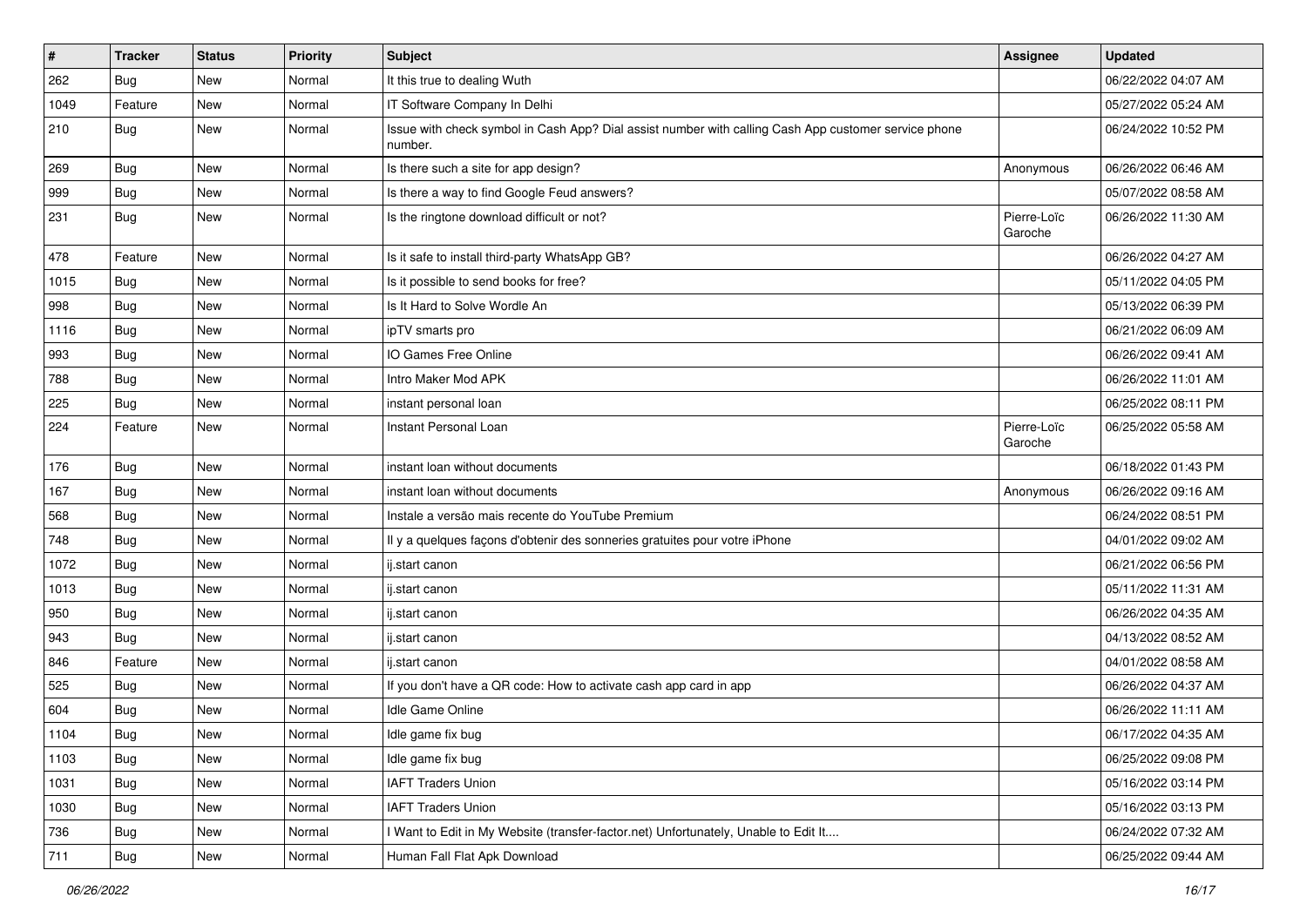| # | Tracker | Status | Priority | Subject | Assignee | Updated |
|---|---|---|---|---|---|---|
| 262 | Bug | New | Normal | It this true to dealing Wuth | | 06/22/2022 04:07 AM |
| 1049 | Feature | New | Normal | IT Software Company In Delhi | | 05/27/2022 05:24 AM |
| 210 | Bug | New | Normal | Issue with check symbol in Cash App? Dial assist number with calling Cash App customer service phone number. | | 06/24/2022 10:52 PM |
| 269 | Bug | New | Normal | Is there such a site for app design? | Anonymous | 06/26/2022 06:46 AM |
| 999 | Bug | New | Normal | Is there a way to find Google Feud answers? | | 05/07/2022 08:58 AM |
| 231 | Bug | New | Normal | Is the ringtone download difficult or not? | Pierre-Loïc Garoche | 06/26/2022 11:30 AM |
| 478 | Feature | New | Normal | Is it safe to install third-party WhatsApp GB? | | 06/26/2022 04:27 AM |
| 1015 | Bug | New | Normal | Is it possible to send books for free? | | 05/11/2022 04:05 PM |
| 998 | Bug | New | Normal | Is It Hard to Solve Wordle An | | 05/13/2022 06:39 PM |
| 1116 | Bug | New | Normal | ipTV smarts pro | | 06/21/2022 06:09 AM |
| 993 | Bug | New | Normal | IO Games Free Online | | 06/26/2022 09:41 AM |
| 788 | Bug | New | Normal | Intro Maker Mod APK | | 06/26/2022 11:01 AM |
| 225 | Bug | New | Normal | instant personal loan | | 06/25/2022 08:11 PM |
| 224 | Feature | New | Normal | Instant Personal Loan | Pierre-Loïc Garoche | 06/25/2022 05:58 AM |
| 176 | Bug | New | Normal | instant loan without documents | | 06/18/2022 01:43 PM |
| 167 | Bug | New | Normal | instant loan without documents | Anonymous | 06/26/2022 09:16 AM |
| 568 | Bug | New | Normal | Instale a versão mais recente do YouTube Premium | | 06/24/2022 08:51 PM |
| 748 | Bug | New | Normal | Il y a quelques façons d'obtenir des sonneries gratuites pour votre iPhone | | 04/01/2022 09:02 AM |
| 1072 | Bug | New | Normal | ij.start canon | | 06/21/2022 06:56 PM |
| 1013 | Bug | New | Normal | ij.start canon | | 05/11/2022 11:31 AM |
| 950 | Bug | New | Normal | ij.start canon | | 06/26/2022 04:35 AM |
| 943 | Bug | New | Normal | ij.start canon | | 04/13/2022 08:52 AM |
| 846 | Feature | New | Normal | ij.start canon | | 04/01/2022 08:58 AM |
| 525 | Bug | New | Normal | If you don't have a QR code: How to activate cash app card in app | | 06/26/2022 04:37 AM |
| 604 | Bug | New | Normal | Idle Game Online | | 06/26/2022 11:11 AM |
| 1104 | Bug | New | Normal | Idle game fix bug | | 06/17/2022 04:35 AM |
| 1103 | Bug | New | Normal | Idle game fix bug | | 06/25/2022 09:08 PM |
| 1031 | Bug | New | Normal | IAFT Traders Union | | 05/16/2022 03:14 PM |
| 1030 | Bug | New | Normal | IAFT Traders Union | | 05/16/2022 03:13 PM |
| 736 | Bug | New | Normal | I Want to Edit in My Website (transfer-factor.net) Unfortunately, Unable to Edit It.... | | 06/24/2022 07:32 AM |
| 711 | Bug | New | Normal | Human Fall Flat Apk Download | | 06/25/2022 09:44 AM |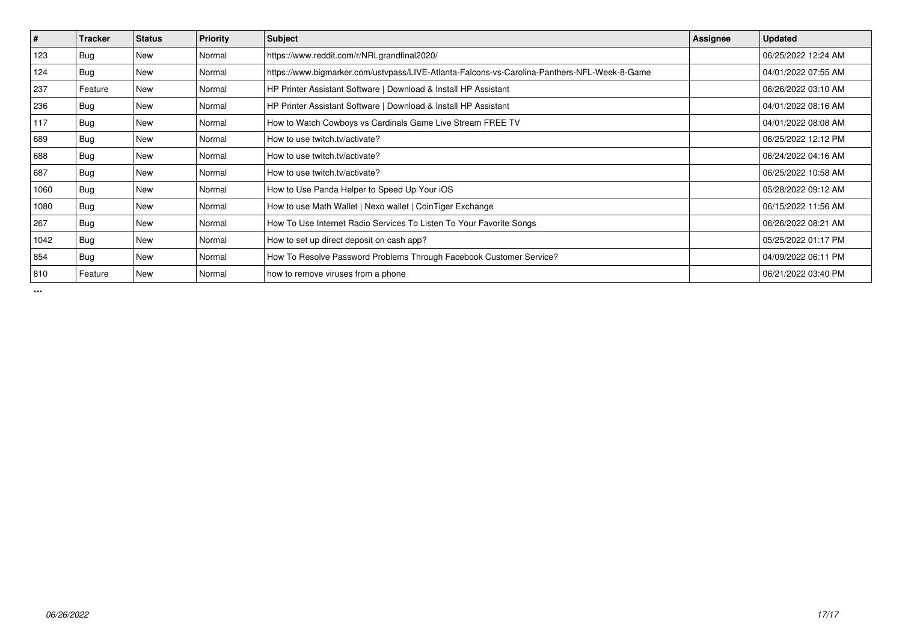| # | Tracker | Status | Priority | Subject | Assignee | Updated |
|---|---|---|---|---|---|---|
| 123 | Bug | New | Normal | https://www.reddit.com/r/NRLgrandfinal2020/ | | 06/25/2022 12:24 AM |
| 124 | Bug | New | Normal | https://www.bigmarker.com/ustvpass/LIVE-Atlanta-Falcons-vs-Carolina-Panthers-NFL-Week-8-Game | | 04/01/2022 07:55 AM |
| 237 | Feature | New | Normal | HP Printer Assistant Software \| Download & Install HP Assistant | | 06/26/2022 03:10 AM |
| 236 | Bug | New | Normal | HP Printer Assistant Software \| Download & Install HP Assistant | | 04/01/2022 08:16 AM |
| 117 | Bug | New | Normal | How to Watch Cowboys vs Cardinals Game Live Stream FREE TV | | 04/01/2022 08:08 AM |
| 689 | Bug | New | Normal | How to use twitch.tv/activate? | | 06/25/2022 12:12 PM |
| 688 | Bug | New | Normal | How to use twitch.tv/activate? | | 06/24/2022 04:16 AM |
| 687 | Bug | New | Normal | How to use twitch.tv/activate? | | 06/25/2022 10:58 AM |
| 1060 | Bug | New | Normal | How to Use Panda Helper to Speed Up Your iOS | | 05/28/2022 09:12 AM |
| 1080 | Bug | New | Normal | How to use Math Wallet \| Nexo wallet \| CoinTiger Exchange | | 06/15/2022 11:56 AM |
| 267 | Bug | New | Normal | How To Use Internet Radio Services To Listen To Your Favorite Songs | | 06/26/2022 08:21 AM |
| 1042 | Bug | New | Normal | How to set up direct deposit on cash app? | | 05/25/2022 01:17 PM |
| 854 | Bug | New | Normal | How To Resolve Password Problems Through Facebook Customer Service? | | 04/09/2022 06:11 PM |
| 810 | Feature | New | Normal | how to remove viruses from a phone | | 06/21/2022 03:40 PM |

...